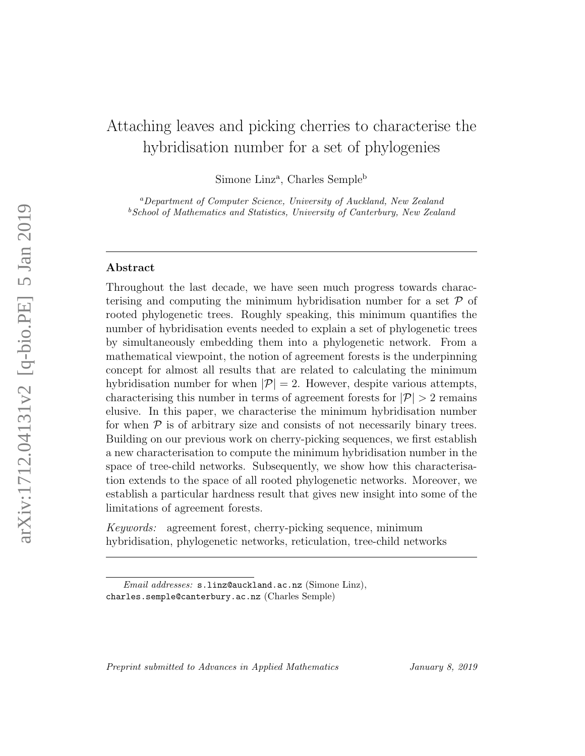# Attaching leaves and picking cherries to characterise the hybridisation number for a set of phylogenies

Simone Linz[a], Charles Semple[b]

[a]*Department of Computer Science, University of Auckland, New Zealand*
[b]*School of Mathematics and Statistics, University of Canterbury, New Zealand*

---

## Abstract

Throughout the last decade, we have seen much progress towards characterising and computing the minimum hybridisation number for a set $\mathcal{P}$ of rooted phylogenetic trees. Roughly speaking, this minimum quantifies the number of hybridisation events needed to explain a set of phylogenetic trees by simultaneously embedding them into a phylogenetic network. From a mathematical viewpoint, the notion of agreement forests is the underpinning concept for almost all results that are related to calculating the minimum hybridisation number for when $|\mathcal{P}| = 2$. However, despite various attempts, characterising this number in terms of agreement forests for $|\mathcal{P}| > 2$ remains elusive. In this paper, we characterise the minimum hybridisation number for when $\mathcal{P}$ is of arbitrary size and consists of not necessarily binary trees. Building on our previous work on cherry-picking sequences, we first establish a new characterisation to compute the minimum hybridisation number in the space of tree-child networks. Subsequently, we show how this characterisation extends to the space of all rooted phylogenetic networks. Moreover, we establish a particular hardness result that gives new insight into some of the limitations of agreement forests.

*Keywords:* agreement forest, cherry-picking sequence, minimum hybridisation, phylogenetic networks, reticulation, tree-child networks

---

*Email addresses:* s.linz@auckland.ac.nz (Simone Linz), charles.semple@canterbury.ac.nz (Charles Semple)

*Preprint submitted to Advances in Applied Mathematics* *January 8, 2019*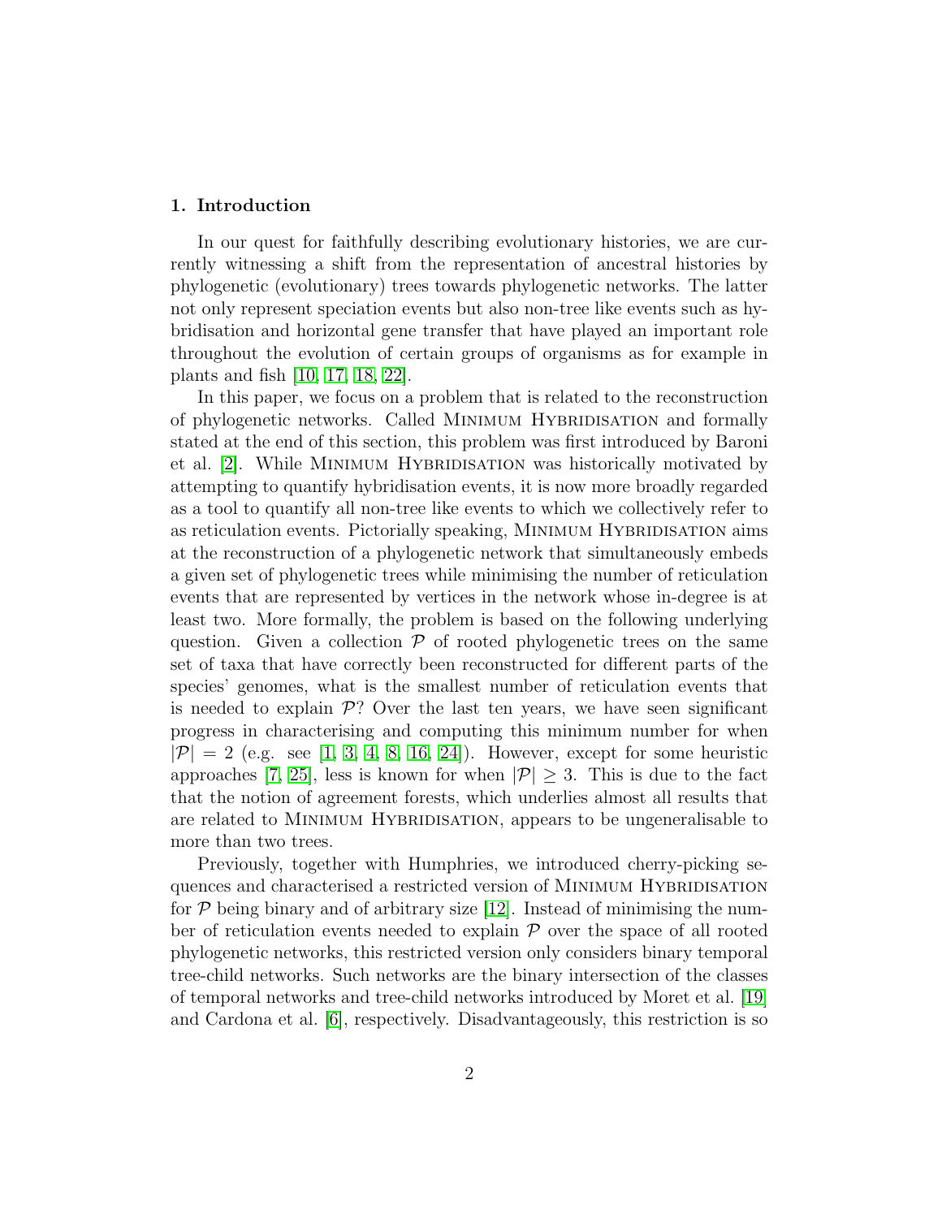## 1. Introduction

In our quest for faithfully describing evolutionary histories, we are currently witnessing a shift from the representation of ancestral histories by phylogenetic (evolutionary) trees towards phylogenetic networks. The latter not only represent speciation events but also non-tree like events such as hybridisation and horizontal gene transfer that have played an important role throughout the evolution of certain groups of organisms as for example in plants and fish [10, 17, 18, 22].

In this paper, we focus on a problem that is related to the reconstruction of phylogenetic networks. Called Minimum Hybridisation and formally stated at the end of this section, this problem was first introduced by Baroni et al. [2]. While Minimum Hybridisation was historically motivated by attempting to quantify hybridisation events, it is now more broadly regarded as a tool to quantify all non-tree like events to which we collectively refer to as reticulation events. Pictorially speaking, Minimum Hybridisation aims at the reconstruction of a phylogenetic network that simultaneously embeds a given set of phylogenetic trees while minimising the number of reticulation events that are represented by vertices in the network whose in-degree is at least two. More formally, the problem is based on the following underlying question. Given a collection $\mathcal{P}$ of rooted phylogenetic trees on the same set of taxa that have correctly been reconstructed for different parts of the species' genomes, what is the smallest number of reticulation events that is needed to explain $\mathcal{P}$? Over the last ten years, we have seen significant progress in characterising and computing this minimum number for when $|\mathcal{P}| = 2$ (e.g. see [1, 3, 4, 8, 16, 24]). However, except for some heuristic approaches [7, 25], less is known for when $|\mathcal{P}| \geq 3$. This is due to the fact that the notion of agreement forests, which underlies almost all results that are related to Minimum Hybridisation, appears to be ungeneralisable to more than two trees.

Previously, together with Humphries, we introduced cherry-picking sequences and characterised a restricted version of Minimum Hybridisation for $\mathcal{P}$ being binary and of arbitrary size [12]. Instead of minimising the number of reticulation events needed to explain $\mathcal{P}$ over the space of all rooted phylogenetic networks, this restricted version only considers binary temporal tree-child networks. Such networks are the binary intersection of the classes of temporal networks and tree-child networks introduced by Moret et al. [19] and Cardona et al. [6], respectively. Disadvantageously, this restriction is so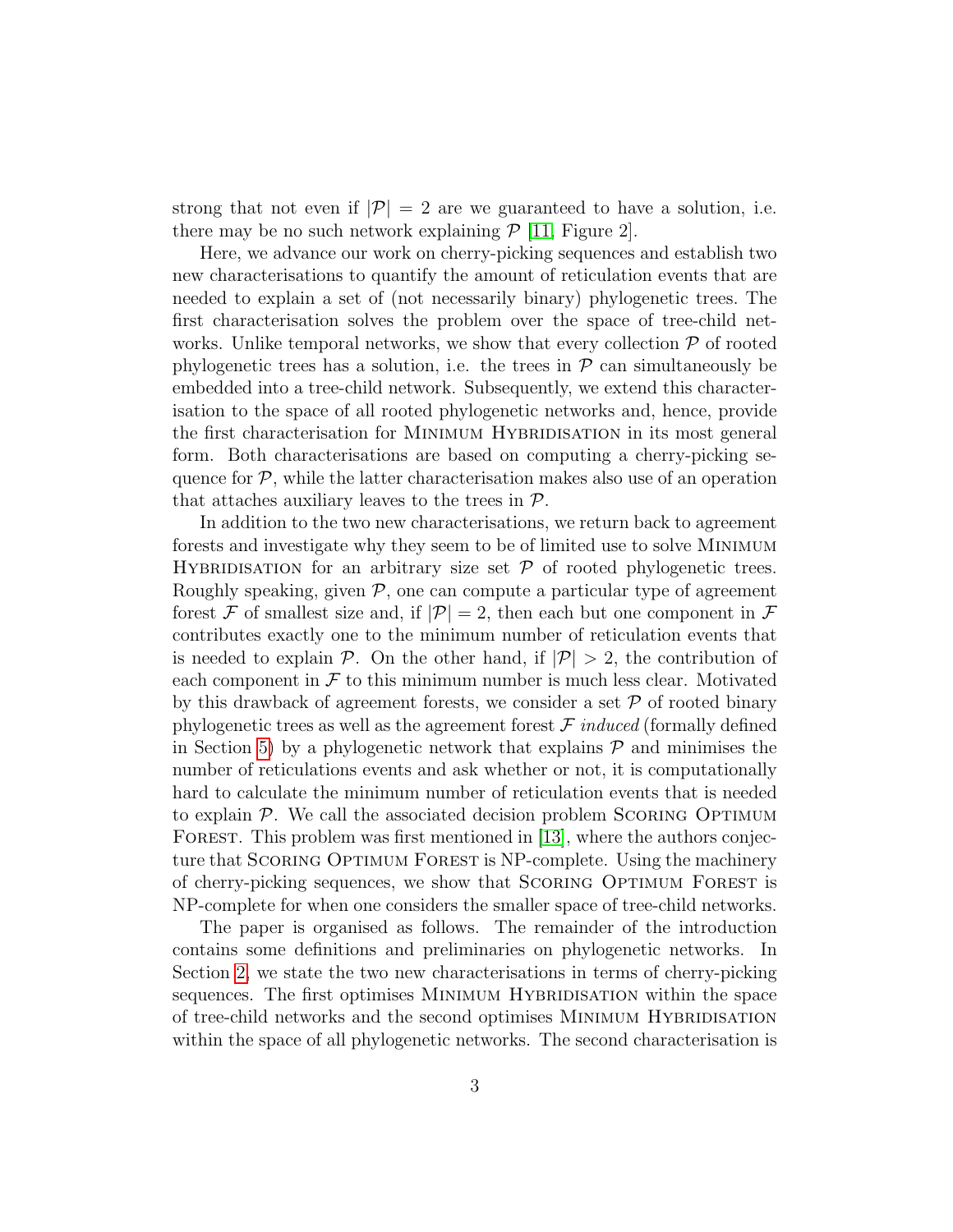strong that not even if $|\mathcal{P}| = 2$ are we guaranteed to have a solution, i.e. there may be no such network explaining $\mathcal{P}$ [11, Figure 2].

Here, we advance our work on cherry-picking sequences and establish two new characterisations to quantify the amount of reticulation events that are needed to explain a set of (not necessarily binary) phylogenetic trees. The first characterisation solves the problem over the space of tree-child networks. Unlike temporal networks, we show that every collection $\mathcal{P}$ of rooted phylogenetic trees has a solution, i.e. the trees in $\mathcal{P}$ can simultaneously be embedded into a tree-child network. Subsequently, we extend this characterisation to the space of all rooted phylogenetic networks and, hence, provide the first characterisation for Minimum Hybridisation in its most general form. Both characterisations are based on computing a cherry-picking sequence for $\mathcal{P}$, while the latter characterisation makes also use of an operation that attaches auxiliary leaves to the trees in $\mathcal{P}$.

In addition to the two new characterisations, we return back to agreement forests and investigate why they seem to be of limited use to solve Minimum Hybridisation for an arbitrary size set $\mathcal{P}$ of rooted phylogenetic trees. Roughly speaking, given $\mathcal{P}$, one can compute a particular type of agreement forest $\mathcal{F}$ of smallest size and, if $|\mathcal{P}| = 2$, then each but one component in $\mathcal{F}$ contributes exactly one to the minimum number of reticulation events that is needed to explain $\mathcal{P}$. On the other hand, if $|\mathcal{P}| > 2$, the contribution of each component in $\mathcal{F}$ to this minimum number is much less clear. Motivated by this drawback of agreement forests, we consider a set $\mathcal{P}$ of rooted binary phylogenetic trees as well as the agreement forest $\mathcal{F}$ *induced* (formally defined in Section 5) by a phylogenetic network that explains $\mathcal{P}$ and minimises the number of reticulations events and ask whether or not, it is computationally hard to calculate the minimum number of reticulation events that is needed to explain $\mathcal{P}$. We call the associated decision problem Scoring Optimum Forest. This problem was first mentioned in [13], where the authors conjecture that Scoring Optimum Forest is NP-complete. Using the machinery of cherry-picking sequences, we show that Scoring Optimum Forest is NP-complete for when one considers the smaller space of tree-child networks.

The paper is organised as follows. The remainder of the introduction contains some definitions and preliminaries on phylogenetic networks. In Section 2, we state the two new characterisations in terms of cherry-picking sequences. The first optimises Minimum Hybridisation within the space of tree-child networks and the second optimises Minimum Hybridisation within the space of all phylogenetic networks. The second characterisation is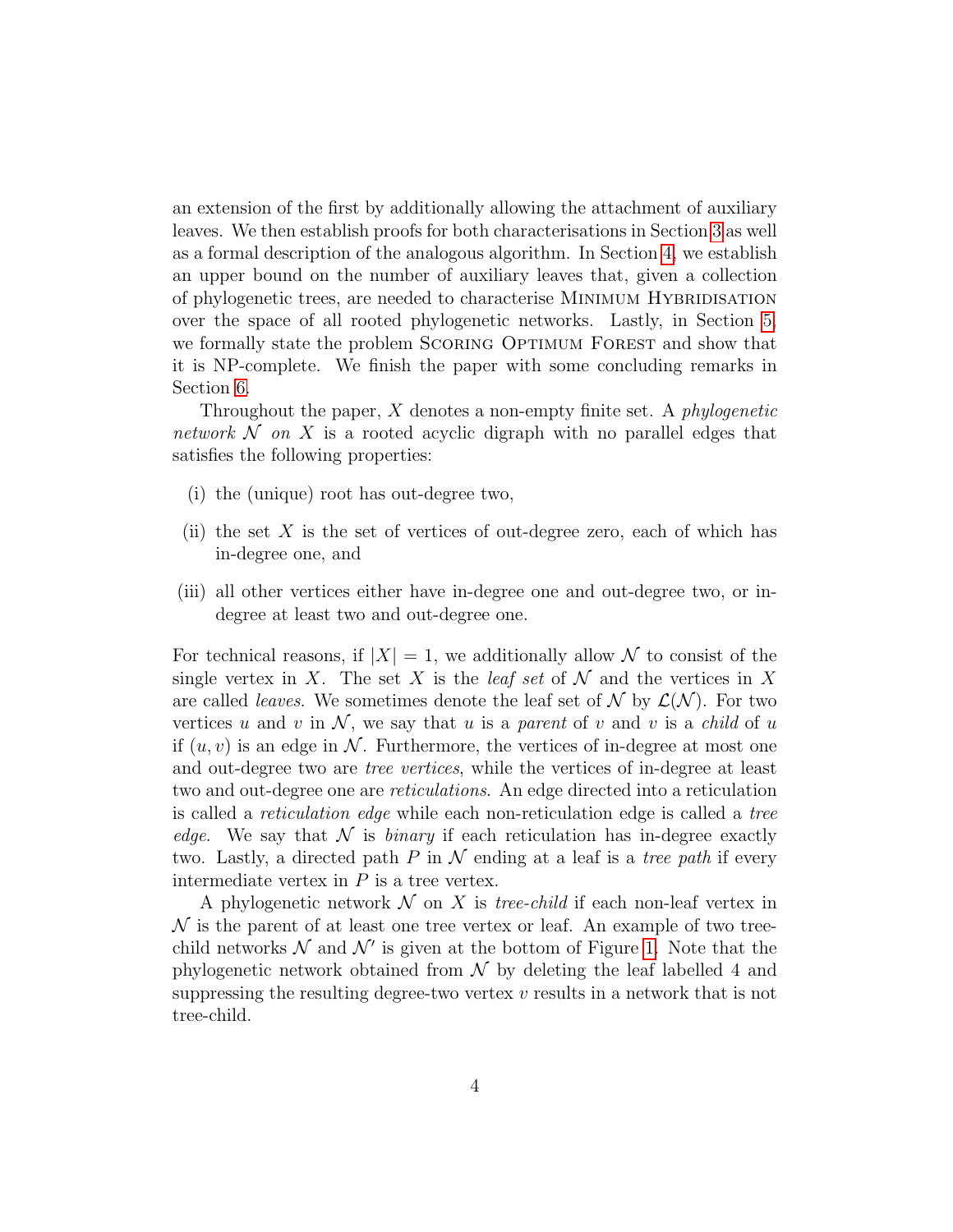an extension of the first by additionally allowing the attachment of auxiliary leaves. We then establish proofs for both characterisations in Section 3 as well as a formal description of the analogous algorithm. In Section 4, we establish an upper bound on the number of auxiliary leaves that, given a collection of phylogenetic trees, are needed to characterise Minimum Hybridisation over the space of all rooted phylogenetic networks. Lastly, in Section 5, we formally state the problem Scoring Optimum Forest and show that it is NP-complete. We finish the paper with some concluding remarks in Section 6.

Throughout the paper, $X$ denotes a non-empty finite set. A *phylogenetic network* $\mathcal{N}$ *on* $X$ is a rooted acyclic digraph with no parallel edges that satisfies the following properties:

(i) the (unique) root has out-degree two,

(ii) the set $X$ is the set of vertices of out-degree zero, each of which has in-degree one, and

(iii) all other vertices either have in-degree one and out-degree two, or in-degree at least two and out-degree one.

For technical reasons, if $|X| = 1$, we additionally allow $\mathcal{N}$ to consist of the single vertex in $X$. The set $X$ is the *leaf set* of $\mathcal{N}$ and the vertices in $X$ are called *leaves*. We sometimes denote the leaf set of $\mathcal{N}$ by $\mathcal{L}(\mathcal{N})$. For two vertices $u$ and $v$ in $\mathcal{N}$, we say that $u$ is a *parent* of $v$ and $v$ is a *child* of $u$ if $(u, v)$ is an edge in $\mathcal{N}$. Furthermore, the vertices of in-degree at most one and out-degree two are *tree vertices*, while the vertices of in-degree at least two and out-degree one are *reticulations*. An edge directed into a reticulation is called a *reticulation edge* while each non-reticulation edge is called a *tree edge*. We say that $\mathcal{N}$ is *binary* if each reticulation has in-degree exactly two. Lastly, a directed path $P$ in $\mathcal{N}$ ending at a leaf is a *tree path* if every intermediate vertex in $P$ is a tree vertex.

A phylogenetic network $\mathcal{N}$ on $X$ is *tree-child* if each non-leaf vertex in $\mathcal{N}$ is the parent of at least one tree vertex or leaf. An example of two tree-child networks $\mathcal{N}$ and $\mathcal{N}'$ is given at the bottom of Figure 1. Note that the phylogenetic network obtained from $\mathcal{N}$ by deleting the leaf labelled 4 and suppressing the resulting degree-two vertex $v$ results in a network that is not tree-child.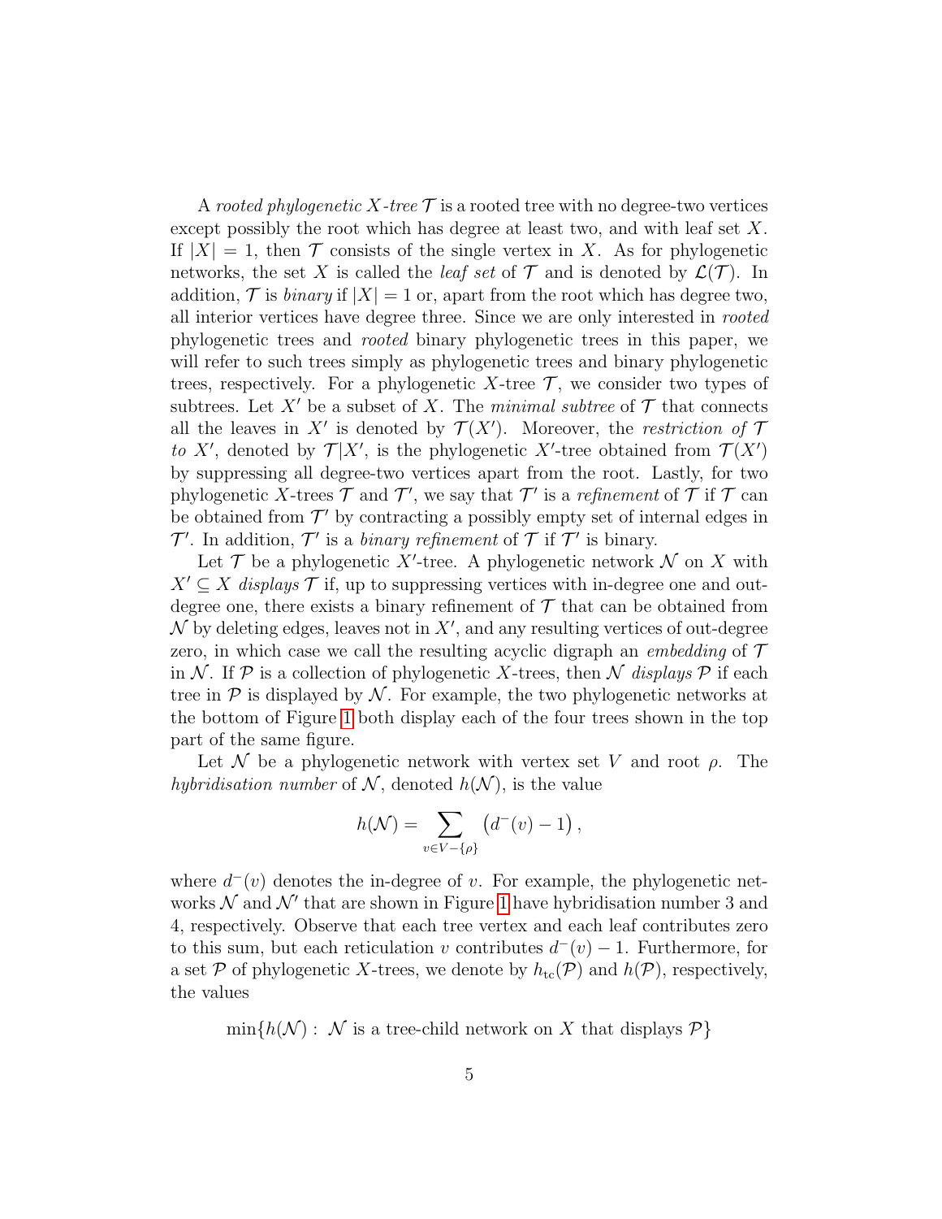A *rooted phylogenetic $X$-tree* $\mathcal{T}$ is a rooted tree with no degree-two vertices except possibly the root which has degree at least two, and with leaf set $X$. If $|X| = 1$, then $\mathcal{T}$ consists of the single vertex in $X$. As for phylogenetic networks, the set $X$ is called the *leaf set* of $\mathcal{T}$ and is denoted by $\mathcal{L}(\mathcal{T})$. In addition, $\mathcal{T}$ is *binary* if $|X| = 1$ or, apart from the root which has degree two, all interior vertices have degree three. Since we are only interested in *rooted* phylogenetic trees and *rooted* binary phylogenetic trees in this paper, we will refer to such trees simply as phylogenetic trees and binary phylogenetic trees, respectively. For a phylogenetic $X$-tree $\mathcal{T}$, we consider two types of subtrees. Let $X'$ be a subset of $X$. The *minimal subtree* of $\mathcal{T}$ that connects all the leaves in $X'$ is denoted by $\mathcal{T}(X')$. Moreover, the *restriction of $\mathcal{T}$ to $X'$*, denoted by $\mathcal{T}|X'$, is the phylogenetic $X'$-tree obtained from $\mathcal{T}(X')$ by suppressing all degree-two vertices apart from the root. Lastly, for two phylogenetic $X$-trees $\mathcal{T}$ and $\mathcal{T}'$, we say that $\mathcal{T}'$ is a *refinement* of $\mathcal{T}$ if $\mathcal{T}$ can be obtained from $\mathcal{T}'$ by contracting a possibly empty set of internal edges in $\mathcal{T}'$. In addition, $\mathcal{T}'$ is a *binary refinement* of $\mathcal{T}$ if $\mathcal{T}'$ is binary.

Let $\mathcal{T}$ be a phylogenetic $X'$-tree. A phylogenetic network $\mathcal{N}$ on $X$ with $X' \subseteq X$ *displays* $\mathcal{T}$ if, up to suppressing vertices with in-degree one and out-degree one, there exists a binary refinement of $\mathcal{T}$ that can be obtained from $\mathcal{N}$ by deleting edges, leaves not in $X'$, and any resulting vertices of out-degree zero, in which case we call the resulting acyclic digraph an *embedding* of $\mathcal{T}$ in $\mathcal{N}$. If $\mathcal{P}$ is a collection of phylogenetic $X$-trees, then $\mathcal{N}$ *displays* $\mathcal{P}$ if each tree in $\mathcal{P}$ is displayed by $\mathcal{N}$. For example, the two phylogenetic networks at the bottom of Figure 1 both display each of the four trees shown in the top part of the same figure.

Let $\mathcal{N}$ be a phylogenetic network with vertex set $V$ and root $\rho$. The *hybridisation number* of $\mathcal{N}$, denoted $h(\mathcal{N})$, is the value

$$h(\mathcal{N}) = \sum_{v \in V - \{\rho\}} \left(d^-(v) - 1\right),$$

where $d^-(v)$ denotes the in-degree of $v$. For example, the phylogenetic networks $\mathcal{N}$ and $\mathcal{N}'$ that are shown in Figure 1 have hybridisation number 3 and 4, respectively. Observe that each tree vertex and each leaf contributes zero to this sum, but each reticulation $v$ contributes $d^-(v) - 1$. Furthermore, for a set $\mathcal{P}$ of phylogenetic $X$-trees, we denote by $h_{\text{tc}}(\mathcal{P})$ and $h(\mathcal{P})$, respectively, the values

$$\min\{h(\mathcal{N}) : \mathcal{N} \text{ is a tree-child network on } X \text{ that displays } \mathcal{P}\}$$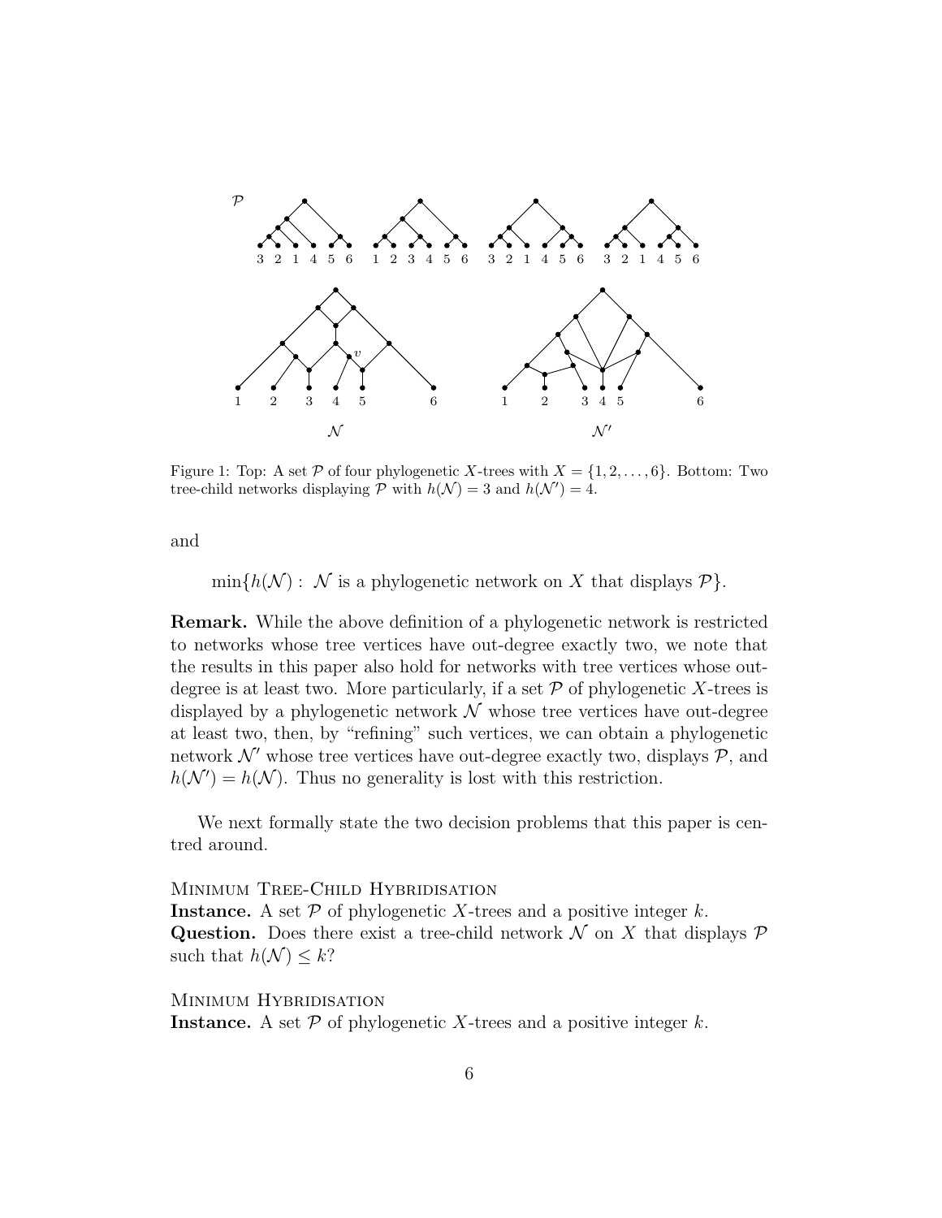Figure 1: Top: A set $\mathcal{P}$ of four phylogenetic $X$-trees with $X = \{1, 2, \ldots, 6\}$. Bottom: Two tree-child networks displaying $\mathcal{P}$ with $h(\mathcal{N}) = 3$ and $h(\mathcal{N}') = 4$.

and

$$\min\{h(\mathcal{N}) : \mathcal{N} \text{ is a phylogenetic network on } X \text{ that displays } \mathcal{P}\}.$$

**Remark.** While the above definition of a phylogenetic network is restricted to networks whose tree vertices have out-degree exactly two, we note that the results in this paper also hold for networks with tree vertices whose out-degree is at least two. More particularly, if a set $\mathcal{P}$ of phylogenetic $X$-trees is displayed by a phylogenetic network $\mathcal{N}$ whose tree vertices have out-degree at least two, then, by "refining" such vertices, we can obtain a phylogenetic network $\mathcal{N}'$ whose tree vertices have out-degree exactly two, displays $\mathcal{P}$, and $h(\mathcal{N}') = h(\mathcal{N})$. Thus no generality is lost with this restriction.

We next formally state the two decision problems that this paper is centred around.

Minimum Tree-Child Hybridisation
**Instance.** A set $\mathcal{P}$ of phylogenetic $X$-trees and a positive integer $k$.
**Question.** Does there exist a tree-child network $\mathcal{N}$ on $X$ that displays $\mathcal{P}$ such that $h(\mathcal{N}) \leq k$?

Minimum Hybridisation
**Instance.** A set $\mathcal{P}$ of phylogenetic $X$-trees and a positive integer $k$.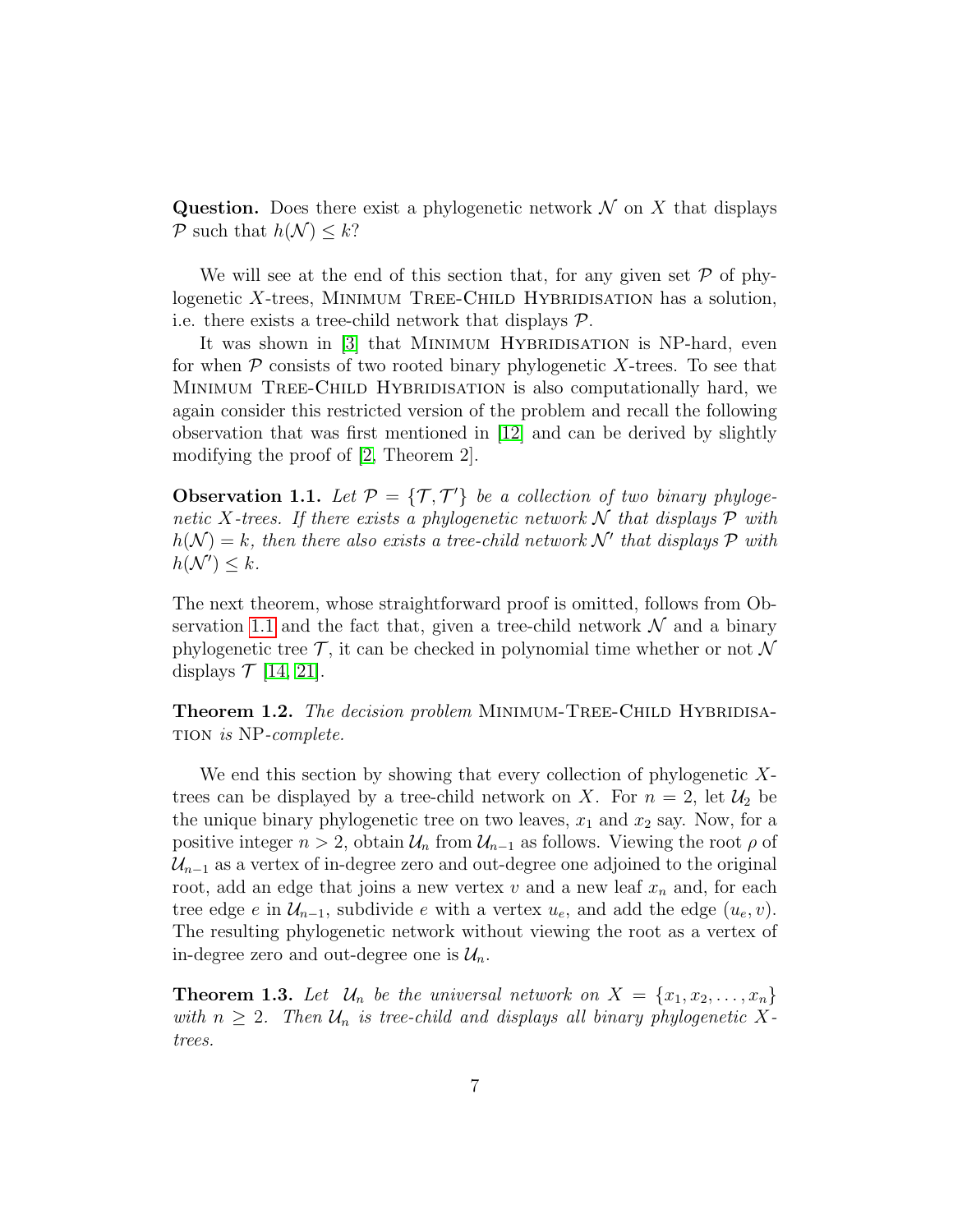**Question.** Does there exist a phylogenetic network $\mathcal{N}$ on $X$ that displays $\mathcal{P}$ such that $h(\mathcal{N}) \leq k$?

We will see at the end of this section that, for any given set $\mathcal{P}$ of phylogenetic $X$-trees, Minimum Tree-Child Hybridisation has a solution, i.e. there exists a tree-child network that displays $\mathcal{P}$.

It was shown in [3] that Minimum Hybridisation is NP-hard, even for when $\mathcal{P}$ consists of two rooted binary phylogenetic $X$-trees. To see that Minimum Tree-Child Hybridisation is also computationally hard, we again consider this restricted version of the problem and recall the following observation that was first mentioned in [12] and can be derived by slightly modifying the proof of [2, Theorem 2].

**Observation 1.1.** *Let $\mathcal{P} = \{\mathcal{T}, \mathcal{T}'\}$ be a collection of two binary phylogenetic $X$-trees. If there exists a phylogenetic network $\mathcal{N}$ that displays $\mathcal{P}$ with $h(\mathcal{N}) = k$, then there also exists a tree-child network $\mathcal{N}'$ that displays $\mathcal{P}$ with $h(\mathcal{N}') \leq k$.*

The next theorem, whose straightforward proof is omitted, follows from Observation 1.1 and the fact that, given a tree-child network $\mathcal{N}$ and a binary phylogenetic tree $\mathcal{T}$, it can be checked in polynomial time whether or not $\mathcal{N}$ displays $\mathcal{T}$ [14, 21].

**Theorem 1.2.** *The decision problem* Minimum-Tree-Child Hybridisation *is* NP*-complete.*

We end this section by showing that every collection of phylogenetic $X$-trees can be displayed by a tree-child network on $X$. For $n = 2$, let $\mathcal{U}_2$ be the unique binary phylogenetic tree on two leaves, $x_1$ and $x_2$ say. Now, for a positive integer $n > 2$, obtain $\mathcal{U}_n$ from $\mathcal{U}_{n-1}$ as follows. Viewing the root $\rho$ of $\mathcal{U}_{n-1}$ as a vertex of in-degree zero and out-degree one adjoined to the original root, add an edge that joins a new vertex $v$ and a new leaf $x_n$ and, for each tree edge $e$ in $\mathcal{U}_{n-1}$, subdivide $e$ with a vertex $u_e$, and add the edge $(u_e, v)$. The resulting phylogenetic network without viewing the root as a vertex of in-degree zero and out-degree one is $\mathcal{U}_n$.

**Theorem 1.3.** *Let $\mathcal{U}_n$ be the universal network on $X = \{x_1, x_2, \ldots, x_n\}$ with $n \geq 2$. Then $\mathcal{U}_n$ is tree-child and displays all binary phylogenetic $X$-trees.*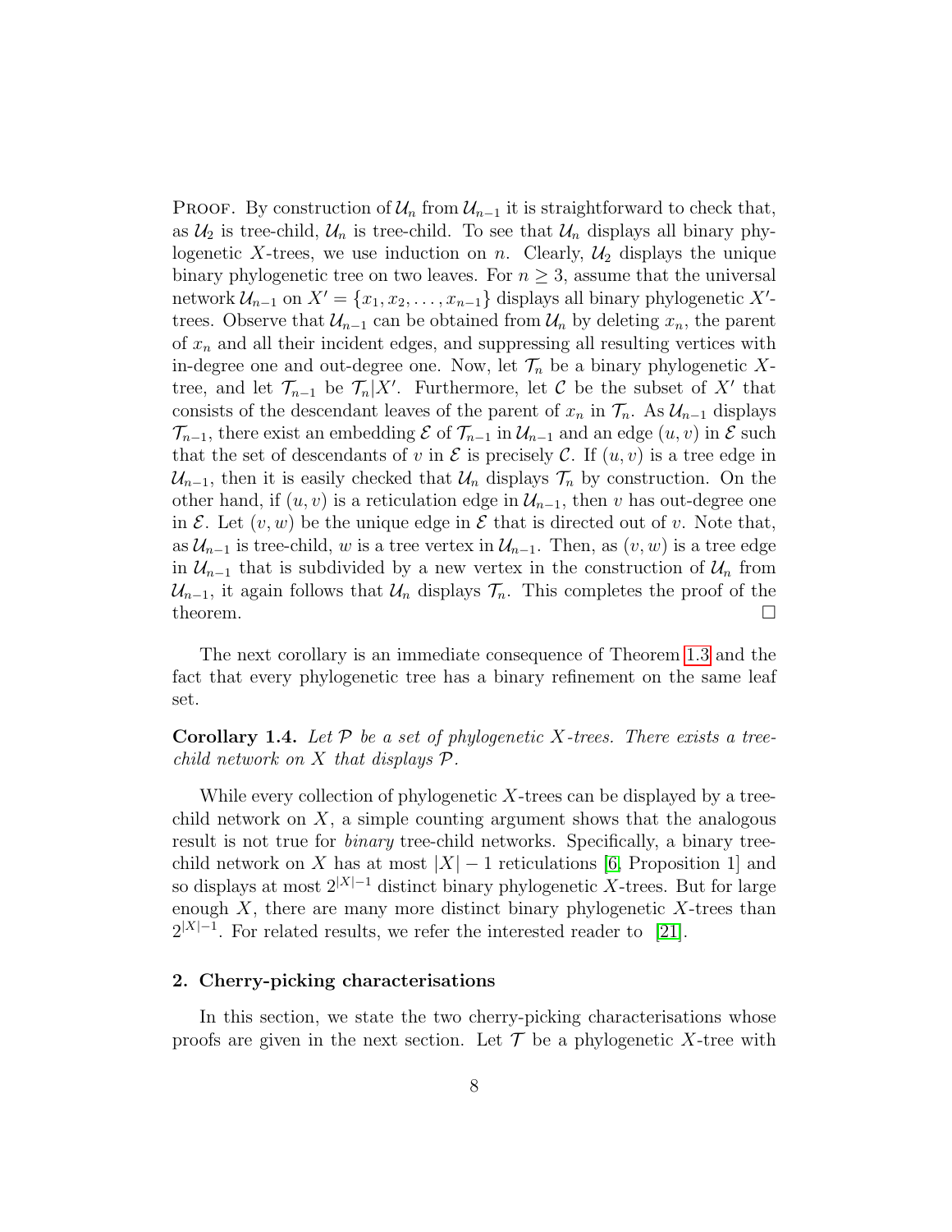Proof. By construction of $\mathcal{U}_n$ from $\mathcal{U}_{n-1}$ it is straightforward to check that, as $\mathcal{U}_2$ is tree-child, $\mathcal{U}_n$ is tree-child. To see that $\mathcal{U}_n$ displays all binary phylogenetic $X$-trees, we use induction on $n$. Clearly, $\mathcal{U}_2$ displays the unique binary phylogenetic tree on two leaves. For $n \geq 3$, assume that the universal network $\mathcal{U}_{n-1}$ on $X' = \{x_1, x_2, \ldots, x_{n-1}\}$ displays all binary phylogenetic $X'$-trees. Observe that $\mathcal{U}_{n-1}$ can be obtained from $\mathcal{U}_n$ by deleting $x_n$, the parent of $x_n$ and all their incident edges, and suppressing all resulting vertices with in-degree one and out-degree one. Now, let $\mathcal{T}_n$ be a binary phylogenetic $X$-tree, and let $\mathcal{T}_{n-1}$ be $\mathcal{T}_n|X'$. Furthermore, let $\mathcal{C}$ be the subset of $X'$ that consists of the descendant leaves of the parent of $x_n$ in $\mathcal{T}_n$. As $\mathcal{U}_{n-1}$ displays $\mathcal{T}_{n-1}$, there exist an embedding $\mathcal{E}$ of $\mathcal{T}_{n-1}$ in $\mathcal{U}_{n-1}$ and an edge $(u, v)$ in $\mathcal{E}$ such that the set of descendants of $v$ in $\mathcal{E}$ is precisely $\mathcal{C}$. If $(u, v)$ is a tree edge in $\mathcal{U}_{n-1}$, then it is easily checked that $\mathcal{U}_n$ displays $\mathcal{T}_n$ by construction. On the other hand, if $(u, v)$ is a reticulation edge in $\mathcal{U}_{n-1}$, then $v$ has out-degree one in $\mathcal{E}$. Let $(v, w)$ be the unique edge in $\mathcal{E}$ that is directed out of $v$. Note that, as $\mathcal{U}_{n-1}$ is tree-child, $w$ is a tree vertex in $\mathcal{U}_{n-1}$. Then, as $(v, w)$ is a tree edge in $\mathcal{U}_{n-1}$ that is subdivided by a new vertex in the construction of $\mathcal{U}_n$ from $\mathcal{U}_{n-1}$, it again follows that $\mathcal{U}_n$ displays $\mathcal{T}_n$. This completes the proof of the theorem. □

The next corollary is an immediate consequence of Theorem 1.3 and the fact that every phylogenetic tree has a binary refinement on the same leaf set.

**Corollary 1.4.** *Let $\mathcal{P}$ be a set of phylogenetic $X$-trees. There exists a tree-child network on $X$ that displays $\mathcal{P}$.*

While every collection of phylogenetic $X$-trees can be displayed by a tree-child network on $X$, a simple counting argument shows that the analogous result is not true for *binary* tree-child networks. Specifically, a binary tree-child network on $X$ has at most $|X| - 1$ reticulations [6, Proposition 1] and so displays at most $2^{|X|-1}$ distinct binary phylogenetic $X$-trees. But for large enough $X$, there are many more distinct binary phylogenetic $X$-trees than $2^{|X|-1}$. For related results, we refer the interested reader to [21].

## 2. Cherry-picking characterisations

In this section, we state the two cherry-picking characterisations whose proofs are given in the next section. Let $\mathcal{T}$ be a phylogenetic $X$-tree with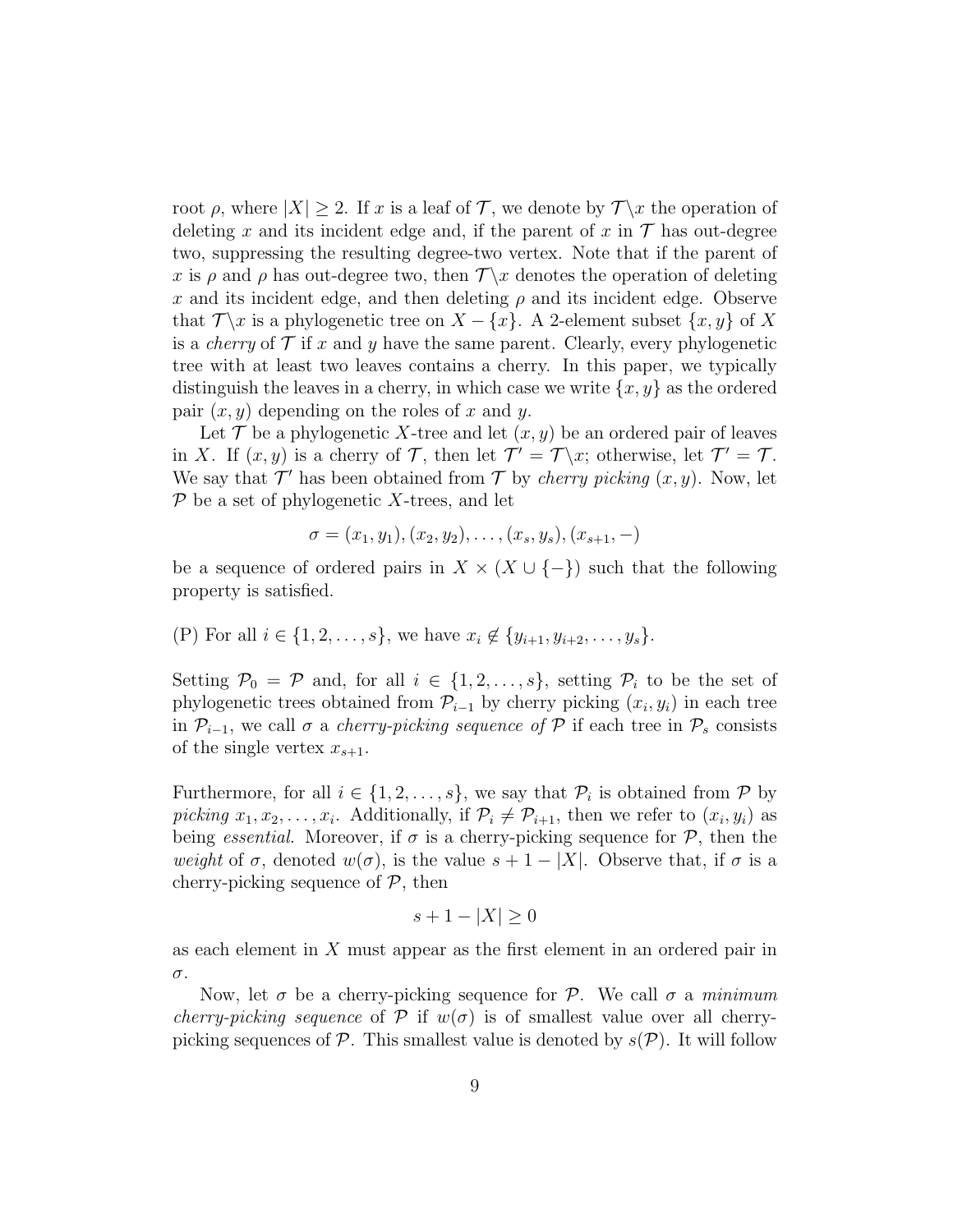root $\rho$, where $|X| \geq 2$. If $x$ is a leaf of $\mathcal{T}$, we denote by $\mathcal{T}\backslash x$ the operation of deleting $x$ and its incident edge and, if the parent of $x$ in $\mathcal{T}$ has out-degree two, suppressing the resulting degree-two vertex. Note that if the parent of $x$ is $\rho$ and $\rho$ has out-degree two, then $\mathcal{T}\backslash x$ denotes the operation of deleting $x$ and its incident edge, and then deleting $\rho$ and its incident edge. Observe that $\mathcal{T}\backslash x$ is a phylogenetic tree on $X - \{x\}$. A 2-element subset $\{x, y\}$ of $X$ is a *cherry* of $\mathcal{T}$ if $x$ and $y$ have the same parent. Clearly, every phylogenetic tree with at least two leaves contains a cherry. In this paper, we typically distinguish the leaves in a cherry, in which case we write $\{x, y\}$ as the ordered pair $(x, y)$ depending on the roles of $x$ and $y$.

Let $\mathcal{T}$ be a phylogenetic $X$-tree and let $(x, y)$ be an ordered pair of leaves in $X$. If $(x, y)$ is a cherry of $\mathcal{T}$, then let $\mathcal{T}' = \mathcal{T}\backslash x$; otherwise, let $\mathcal{T}' = \mathcal{T}$. We say that $\mathcal{T}'$ has been obtained from $\mathcal{T}$ by *cherry picking* $(x, y)$. Now, let $\mathcal{P}$ be a set of phylogenetic $X$-trees, and let

$$\sigma = (x_1, y_1), (x_2, y_2), \ldots, (x_s, y_s), (x_{s+1}, -)$$

be a sequence of ordered pairs in $X \times (X \cup \{-\})$ such that the following property is satisfied.

(P) For all $i \in \{1, 2, \ldots, s\}$, we have $x_i \notin \{y_{i+1}, y_{i+2}, \ldots, y_s\}$.

Setting $\mathcal{P}_0 = \mathcal{P}$ and, for all $i \in \{1, 2, \ldots, s\}$, setting $\mathcal{P}_i$ to be the set of phylogenetic trees obtained from $\mathcal{P}_{i-1}$ by cherry picking $(x_i, y_i)$ in each tree in $\mathcal{P}_{i-1}$, we call $\sigma$ a *cherry-picking sequence of* $\mathcal{P}$ if each tree in $\mathcal{P}_s$ consists of the single vertex $x_{s+1}$.

Furthermore, for all $i \in \{1, 2, \ldots, s\}$, we say that $\mathcal{P}_i$ is obtained from $\mathcal{P}$ by *picking* $x_1, x_2, \ldots, x_i$. Additionally, if $\mathcal{P}_i \neq \mathcal{P}_{i+1}$, then we refer to $(x_i, y_i)$ as being *essential*. Moreover, if $\sigma$ is a cherry-picking sequence for $\mathcal{P}$, then the *weight* of $\sigma$, denoted $w(\sigma)$, is the value $s + 1 - |X|$. Observe that, if $\sigma$ is a cherry-picking sequence of $\mathcal{P}$, then

$$s + 1 - |X| \geq 0$$

as each element in $X$ must appear as the first element in an ordered pair in $\sigma$.

Now, let $\sigma$ be a cherry-picking sequence for $\mathcal{P}$. We call $\sigma$ a *minimum cherry-picking sequence* of $\mathcal{P}$ if $w(\sigma)$ is of smallest value over all cherry-picking sequences of $\mathcal{P}$. This smallest value is denoted by $s(\mathcal{P})$. It will follow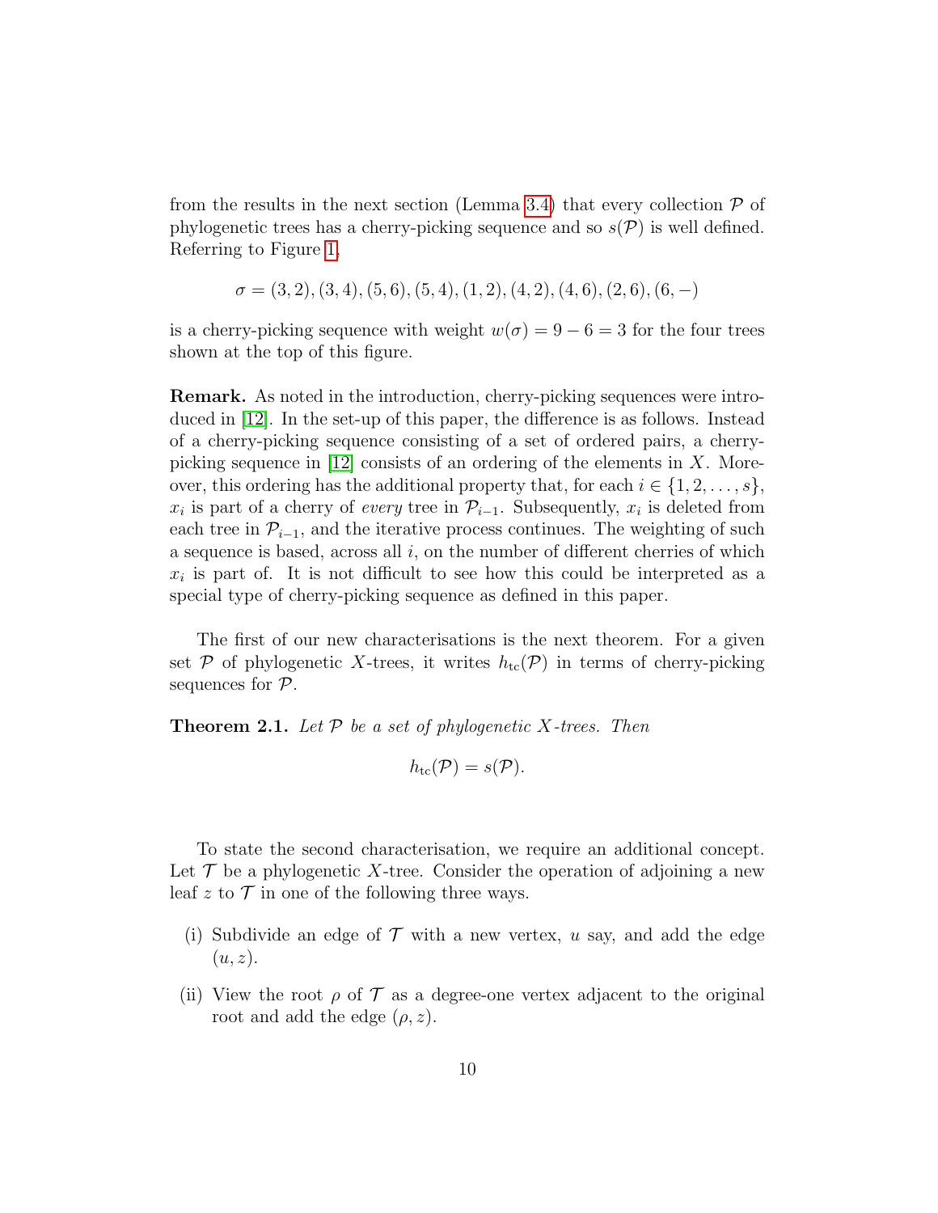from the results in the next section (Lemma 3.4) that every collection $\mathcal{P}$ of phylogenetic trees has a cherry-picking sequence and so $s(\mathcal{P})$ is well defined. Referring to Figure 1,

$$\sigma = (3,2),(3,4),(5,6),(5,4),(1,2),(4,2),(4,6),(2,6),(6,-)$$

is a cherry-picking sequence with weight $w(\sigma) = 9 - 6 = 3$ for the four trees shown at the top of this figure.

**Remark.** As noted in the introduction, cherry-picking sequences were introduced in [12]. In the set-up of this paper, the difference is as follows. Instead of a cherry-picking sequence consisting of a set of ordered pairs, a cherry-picking sequence in [12] consists of an ordering of the elements in $X$. Moreover, this ordering has the additional property that, for each $i \in \{1, 2, \ldots, s\}$, $x_i$ is part of a cherry of *every* tree in $\mathcal{P}_{i-1}$. Subsequently, $x_i$ is deleted from each tree in $\mathcal{P}_{i-1}$, and the iterative process continues. The weighting of such a sequence is based, across all $i$, on the number of different cherries of which $x_i$ is part of. It is not difficult to see how this could be interpreted as a special type of cherry-picking sequence as defined in this paper.

The first of our new characterisations is the next theorem. For a given set $\mathcal{P}$ of phylogenetic $X$-trees, it writes $h_{\text{tc}}(\mathcal{P})$ in terms of cherry-picking sequences for $\mathcal{P}$.

**Theorem 2.1.** *Let $\mathcal{P}$ be a set of phylogenetic $X$-trees. Then*

$$h_{\text{tc}}(\mathcal{P}) = s(\mathcal{P}).$$

To state the second characterisation, we require an additional concept. Let $\mathcal{T}$ be a phylogenetic $X$-tree. Consider the operation of adjoining a new leaf $z$ to $\mathcal{T}$ in one of the following three ways.

(i) Subdivide an edge of $\mathcal{T}$ with a new vertex, $u$ say, and add the edge $(u, z)$.

(ii) View the root $\rho$ of $\mathcal{T}$ as a degree-one vertex adjacent to the original root and add the edge $(\rho, z)$.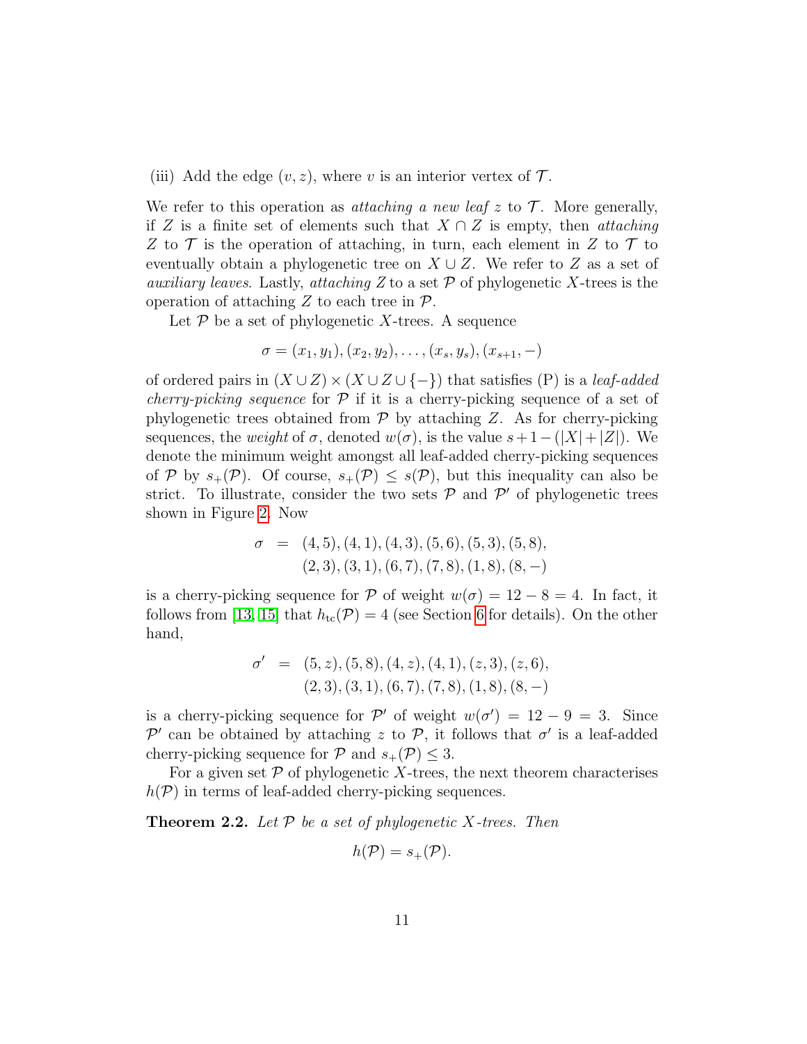(iii) Add the edge $(v, z)$, where $v$ is an interior vertex of $\mathcal{T}$.

We refer to this operation as *attaching a new leaf* $z$ to $\mathcal{T}$. More generally, if $Z$ is a finite set of elements such that $X \cap Z$ is empty, then *attaching* $Z$ to $\mathcal{T}$ is the operation of attaching, in turn, each element in $Z$ to $\mathcal{T}$ to eventually obtain a phylogenetic tree on $X \cup Z$. We refer to $Z$ as a set of *auxiliary leaves*. Lastly, *attaching* $Z$ to a set $\mathcal{P}$ of phylogenetic $X$-trees is the operation of attaching $Z$ to each tree in $\mathcal{P}$.

Let $\mathcal{P}$ be a set of phylogenetic $X$-trees. A sequence

$$\sigma = (x_1, y_1), (x_2, y_2), \ldots, (x_s, y_s), (x_{s+1}, -)$$

of ordered pairs in $(X \cup Z) \times (X \cup Z \cup \{-\})$ that satisfies (P) is a *leaf-added cherry-picking sequence* for $\mathcal{P}$ if it is a cherry-picking sequence of a set of phylogenetic trees obtained from $\mathcal{P}$ by attaching $Z$. As for cherry-picking sequences, the *weight* of $\sigma$, denoted $w(\sigma)$, is the value $s + 1 - (|X| + |Z|)$. We denote the minimum weight amongst all leaf-added cherry-picking sequences of $\mathcal{P}$ by $s_+(\mathcal{P})$. Of course, $s_+(\mathcal{P}) \leq s(\mathcal{P})$, but this inequality can also be strict. To illustrate, consider the two sets $\mathcal{P}$ and $\mathcal{P}'$ of phylogenetic trees shown in Figure 2. Now

$$\begin{aligned} \sigma \;=\; & (4,5), (4,1), (4,3), (5,6), (5,3), (5,8), \\ & (2,3), (3,1), (6,7), (7,8), (1,8), (8,-) \end{aligned}$$

is a cherry-picking sequence for $\mathcal{P}$ of weight $w(\sigma) = 12 - 8 = 4$. In fact, it follows from [13, 15] that $h_{\rm tc}(\mathcal{P}) = 4$ (see Section 6 for details). On the other hand,

$$\begin{aligned} \sigma' \;=\; & (5,z), (5,8), (4,z), (4,1), (z,3), (z,6), \\ & (2,3), (3,1), (6,7), (7,8), (1,8), (8,-) \end{aligned}$$

is a cherry-picking sequence for $\mathcal{P}'$ of weight $w(\sigma') = 12 - 9 = 3$. Since $\mathcal{P}'$ can be obtained by attaching $z$ to $\mathcal{P}$, it follows that $\sigma'$ is a leaf-added cherry-picking sequence for $\mathcal{P}$ and $s_+(\mathcal{P}) \leq 3$.

For a given set $\mathcal{P}$ of phylogenetic $X$-trees, the next theorem characterises $h(\mathcal{P})$ in terms of leaf-added cherry-picking sequences.

**Theorem 2.2.** *Let $\mathcal{P}$ be a set of phylogenetic $X$-trees. Then*

$$h(\mathcal{P}) = s_+(\mathcal{P}).$$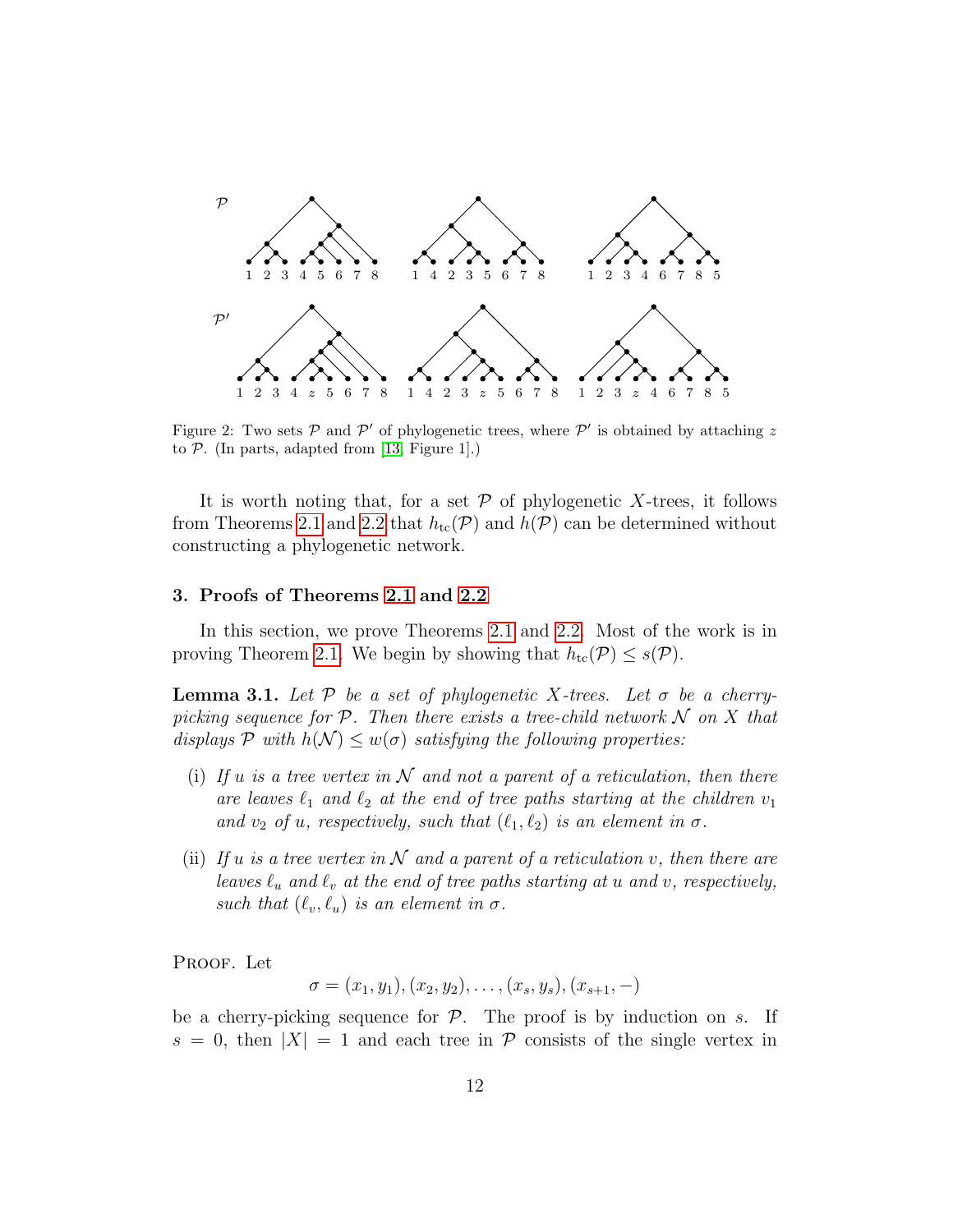Figure 2: Two sets $\mathcal{P}$ and $\mathcal{P}'$ of phylogenetic trees, where $\mathcal{P}'$ is obtained by attaching $z$ to $\mathcal{P}$. (In parts, adapted from [13, Figure 1].)

It is worth noting that, for a set $\mathcal{P}$ of phylogenetic $X$-trees, it follows from Theorems 2.1 and 2.2 that $h_{\rm tc}(\mathcal{P})$ and $h(\mathcal{P})$ can be determined without constructing a phylogenetic network.

## 3. Proofs of Theorems 2.1 and 2.2

In this section, we prove Theorems 2.1 and 2.2. Most of the work is in proving Theorem 2.1. We begin by showing that $h_{\rm tc}(\mathcal{P}) \le s(\mathcal{P})$.

**Lemma 3.1.** *Let $\mathcal{P}$ be a set of phylogenetic $X$-trees. Let $\sigma$ be a cherry-picking sequence for $\mathcal{P}$. Then there exists a tree-child network $\mathcal{N}$ on $X$ that displays $\mathcal{P}$ with $h(\mathcal{N}) \le w(\sigma)$ satisfying the following properties:*

- (i) *If $u$ is a tree vertex in $\mathcal{N}$ and not a parent of a reticulation, then there are leaves $\ell_1$ and $\ell_2$ at the end of tree paths starting at the children $v_1$ and $v_2$ of $u$, respectively, such that $(\ell_1, \ell_2)$ is an element in $\sigma$.*
- (ii) *If $u$ is a tree vertex in $\mathcal{N}$ and a parent of a reticulation $v$, then there are leaves $\ell_u$ and $\ell_v$ at the end of tree paths starting at $u$ and $v$, respectively, such that $(\ell_v, \ell_u)$ is an element in $\sigma$.*

Proof. Let

$$\sigma = (x_1, y_1), (x_2, y_2), \ldots, (x_s, y_s), (x_{s+1}, -)$$

be a cherry-picking sequence for $\mathcal{P}$. The proof is by induction on $s$. If $s = 0$, then $|X| = 1$ and each tree in $\mathcal{P}$ consists of the single vertex in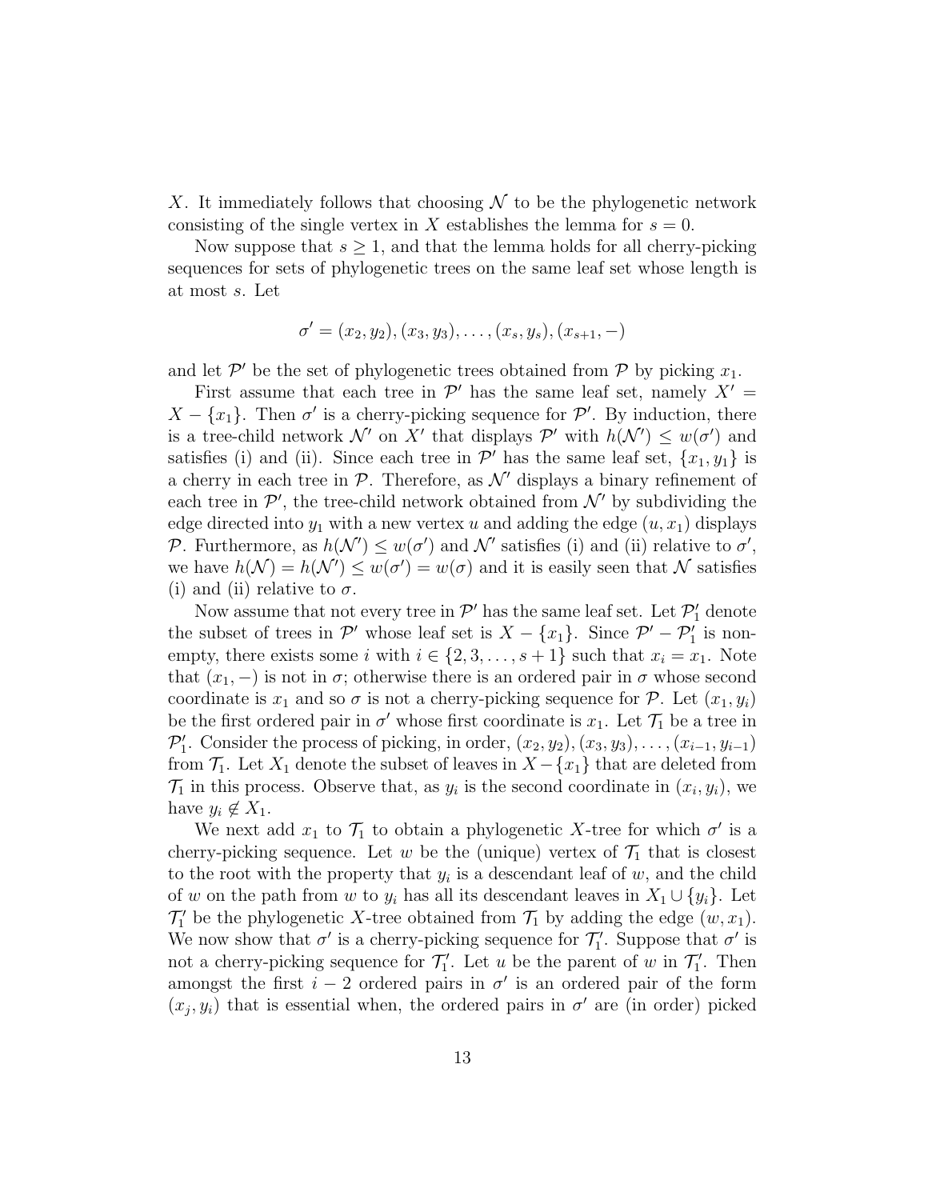$X$. It immediately follows that choosing $\mathcal{N}$ to be the phylogenetic network consisting of the single vertex in $X$ establishes the lemma for $s = 0$.

Now suppose that $s \geq 1$, and that the lemma holds for all cherry-picking sequences for sets of phylogenetic trees on the same leaf set whose length is at most $s$. Let

$$\sigma' = (x_2, y_2), (x_3, y_3), \ldots, (x_s, y_s), (x_{s+1}, -)$$

and let $\mathcal{P}'$ be the set of phylogenetic trees obtained from $\mathcal{P}$ by picking $x_1$.

First assume that each tree in $\mathcal{P}'$ has the same leaf set, namely $X' = X - \{x_1\}$. Then $\sigma'$ is a cherry-picking sequence for $\mathcal{P}'$. By induction, there is a tree-child network $\mathcal{N}'$ on $X'$ that displays $\mathcal{P}'$ with $h(\mathcal{N}') \leq w(\sigma')$ and satisfies (i) and (ii). Since each tree in $\mathcal{P}'$ has the same leaf set, $\{x_1, y_1\}$ is a cherry in each tree in $\mathcal{P}$. Therefore, as $\mathcal{N}'$ displays a binary refinement of each tree in $\mathcal{P}'$, the tree-child network obtained from $\mathcal{N}'$ by subdividing the edge directed into $y_1$ with a new vertex $u$ and adding the edge $(u, x_1)$ displays $\mathcal{P}$. Furthermore, as $h(\mathcal{N}') \leq w(\sigma')$ and $\mathcal{N}'$ satisfies (i) and (ii) relative to $\sigma'$, we have $h(\mathcal{N}) = h(\mathcal{N}') \leq w(\sigma') = w(\sigma)$ and it is easily seen that $\mathcal{N}$ satisfies (i) and (ii) relative to $\sigma$.

Now assume that not every tree in $\mathcal{P}'$ has the same leaf set. Let $\mathcal{P}'_1$ denote the subset of trees in $\mathcal{P}'$ whose leaf set is $X - \{x_1\}$. Since $\mathcal{P}' - \mathcal{P}'_1$ is non-empty, there exists some $i$ with $i \in \{2, 3, \ldots, s+1\}$ such that $x_i = x_1$. Note that $(x_1, -)$ is not in $\sigma$; otherwise there is an ordered pair in $\sigma$ whose second coordinate is $x_1$ and so $\sigma$ is not a cherry-picking sequence for $\mathcal{P}$. Let $(x_1, y_i)$ be the first ordered pair in $\sigma'$ whose first coordinate is $x_1$. Let $\mathcal{T}_1$ be a tree in $\mathcal{P}'_1$. Consider the process of picking, in order, $(x_2, y_2), (x_3, y_3), \ldots, (x_{i-1}, y_{i-1})$ from $\mathcal{T}_1$. Let $X_1$ denote the subset of leaves in $X - \{x_1\}$ that are deleted from $\mathcal{T}_1$ in this process. Observe that, as $y_i$ is the second coordinate in $(x_i, y_i)$, we have $y_i \notin X_1$.

We next add $x_1$ to $\mathcal{T}_1$ to obtain a phylogenetic $X$-tree for which $\sigma'$ is a cherry-picking sequence. Let $w$ be the (unique) vertex of $\mathcal{T}_1$ that is closest to the root with the property that $y_i$ is a descendant leaf of $w$, and the child of $w$ on the path from $w$ to $y_i$ has all its descendant leaves in $X_1 \cup \{y_i\}$. Let $\mathcal{T}'_1$ be the phylogenetic $X$-tree obtained from $\mathcal{T}_1$ by adding the edge $(w, x_1)$. We now show that $\sigma'$ is a cherry-picking sequence for $\mathcal{T}'_1$. Suppose that $\sigma'$ is not a cherry-picking sequence for $\mathcal{T}'_1$. Let $u$ be the parent of $w$ in $\mathcal{T}'_1$. Then amongst the first $i-2$ ordered pairs in $\sigma'$ is an ordered pair of the form $(x_j, y_i)$ that is essential when, the ordered pairs in $\sigma'$ are (in order) picked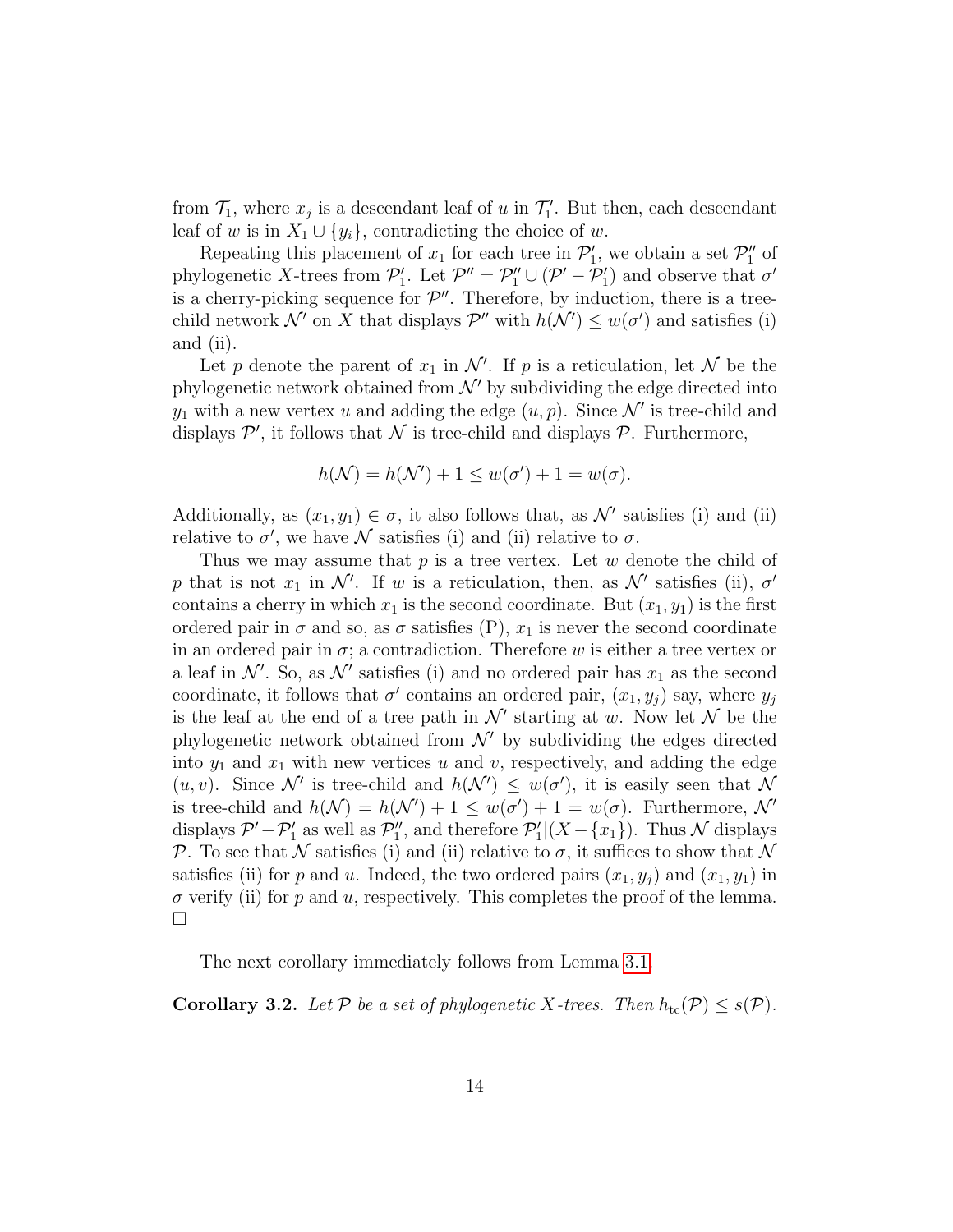from $\mathcal{T}_1$, where $x_j$ is a descendant leaf of $u$ in $\mathcal{T}'_1$. But then, each descendant leaf of $w$ is in $X_1 \cup \{y_i\}$, contradicting the choice of $w$.

Repeating this placement of $x_1$ for each tree in $\mathcal{P}'_1$, we obtain a set $\mathcal{P}''_1$ of phylogenetic $X$-trees from $\mathcal{P}'_1$. Let $\mathcal{P}'' = \mathcal{P}''_1 \cup (\mathcal{P}' - \mathcal{P}'_1)$ and observe that $\sigma'$ is a cherry-picking sequence for $\mathcal{P}''$. Therefore, by induction, there is a tree-child network $\mathcal{N}'$ on $X$ that displays $\mathcal{P}''$ with $h(\mathcal{N}') \leq w(\sigma')$ and satisfies (i) and (ii).

Let $p$ denote the parent of $x_1$ in $\mathcal{N}'$. If $p$ is a reticulation, let $\mathcal{N}$ be the phylogenetic network obtained from $\mathcal{N}'$ by subdividing the edge directed into $y_1$ with a new vertex $u$ and adding the edge $(u, p)$. Since $\mathcal{N}'$ is tree-child and displays $\mathcal{P}'$, it follows that $\mathcal{N}$ is tree-child and displays $\mathcal{P}$. Furthermore,

$$h(\mathcal{N}) = h(\mathcal{N}') + 1 \leq w(\sigma') + 1 = w(\sigma).$$

Additionally, as $(x_1, y_1) \in \sigma$, it also follows that, as $\mathcal{N}'$ satisfies (i) and (ii) relative to $\sigma'$, we have $\mathcal{N}$ satisfies (i) and (ii) relative to $\sigma$.

Thus we may assume that $p$ is a tree vertex. Let $w$ denote the child of $p$ that is not $x_1$ in $\mathcal{N}'$. If $w$ is a reticulation, then, as $\mathcal{N}'$ satisfies (ii), $\sigma'$ contains a cherry in which $x_1$ is the second coordinate. But $(x_1, y_1)$ is the first ordered pair in $\sigma$ and so, as $\sigma$ satisfies (P), $x_1$ is never the second coordinate in an ordered pair in $\sigma$; a contradiction. Therefore $w$ is either a tree vertex or a leaf in $\mathcal{N}'$. So, as $\mathcal{N}'$ satisfies (i) and no ordered pair has $x_1$ as the second coordinate, it follows that $\sigma'$ contains an ordered pair, $(x_1, y_j)$ say, where $y_j$ is the leaf at the end of a tree path in $\mathcal{N}'$ starting at $w$. Now let $\mathcal{N}$ be the phylogenetic network obtained from $\mathcal{N}'$ by subdividing the edges directed into $y_1$ and $x_1$ with new vertices $u$ and $v$, respectively, and adding the edge $(u, v)$. Since $\mathcal{N}'$ is tree-child and $h(\mathcal{N}') \leq w(\sigma')$, it is easily seen that $\mathcal{N}$ is tree-child and $h(\mathcal{N}) = h(\mathcal{N}') + 1 \leq w(\sigma') + 1 = w(\sigma)$. Furthermore, $\mathcal{N}'$ displays $\mathcal{P}' - \mathcal{P}'_1$ as well as $\mathcal{P}''_1$, and therefore $\mathcal{P}'_1|(X - \{x_1\})$. Thus $\mathcal{N}$ displays $\mathcal{P}$. To see that $\mathcal{N}$ satisfies (i) and (ii) relative to $\sigma$, it suffices to show that $\mathcal{N}$ satisfies (ii) for $p$ and $u$. Indeed, the two ordered pairs $(x_1, y_j)$ and $(x_1, y_1)$ in $\sigma$ verify (ii) for $p$ and $u$, respectively. This completes the proof of the lemma. □

The next corollary immediately follows from Lemma 3.1.

**Corollary 3.2.** *Let $\mathcal{P}$ be a set of phylogenetic $X$-trees. Then $h_{\text{tc}}(\mathcal{P}) \leq s(\mathcal{P})$.*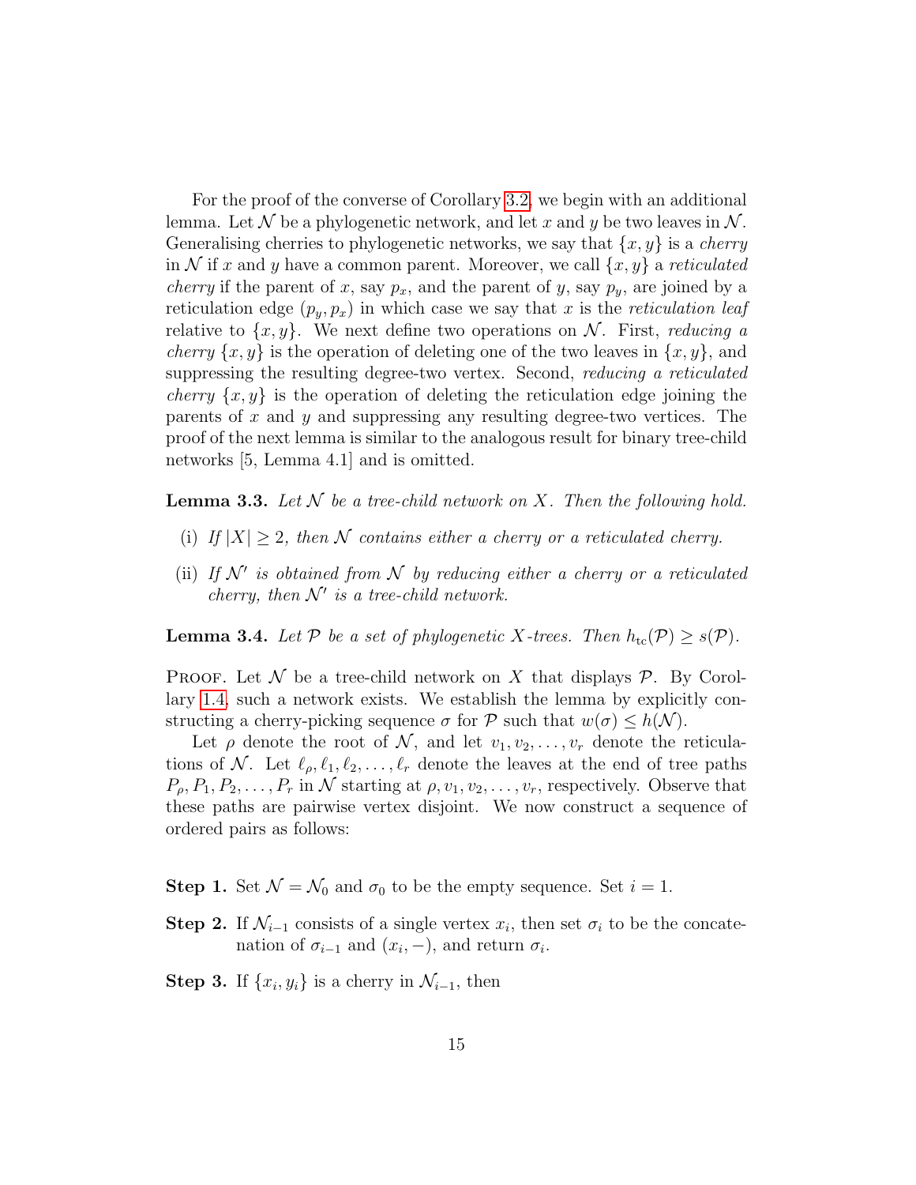For the proof of the converse of Corollary 3.2, we begin with an additional lemma. Let $\mathcal{N}$ be a phylogenetic network, and let $x$ and $y$ be two leaves in $\mathcal{N}$. Generalising cherries to phylogenetic networks, we say that $\{x, y\}$ is a *cherry* in $\mathcal{N}$ if $x$ and $y$ have a common parent. Moreover, we call $\{x, y\}$ a *reticulated cherry* if the parent of $x$, say $p_x$, and the parent of $y$, say $p_y$, are joined by a reticulation edge $(p_y, p_x)$ in which case we say that $x$ is the *reticulation leaf* relative to $\{x, y\}$. We next define two operations on $\mathcal{N}$. First, *reducing a cherry* $\{x, y\}$ is the operation of deleting one of the two leaves in $\{x, y\}$, and suppressing the resulting degree-two vertex. Second, *reducing a reticulated cherry* $\{x, y\}$ is the operation of deleting the reticulation edge joining the parents of $x$ and $y$ and suppressing any resulting degree-two vertices. The proof of the next lemma is similar to the analogous result for binary tree-child networks [5, Lemma 4.1] and is omitted.

**Lemma 3.3.** *Let $\mathcal{N}$ be a tree-child network on $X$. Then the following hold.*

(i) *If $|X| \geq 2$, then $\mathcal{N}$ contains either a cherry or a reticulated cherry.*

(ii) *If $\mathcal{N}'$ is obtained from $\mathcal{N}$ by reducing either a cherry or a reticulated cherry, then $\mathcal{N}'$ is a tree-child network.*

**Lemma 3.4.** *Let $\mathcal{P}$ be a set of phylogenetic $X$-trees. Then $h_{\mathrm{tc}}(\mathcal{P}) \geq s(\mathcal{P})$.*

Proof. Let $\mathcal{N}$ be a tree-child network on $X$ that displays $\mathcal{P}$. By Corollary 1.4, such a network exists. We establish the lemma by explicitly constructing a cherry-picking sequence $\sigma$ for $\mathcal{P}$ such that $w(\sigma) \leq h(\mathcal{N})$.

Let $\rho$ denote the root of $\mathcal{N}$, and let $v_1, v_2, \ldots, v_r$ denote the reticulations of $\mathcal{N}$. Let $\ell_\rho, \ell_1, \ell_2, \ldots, \ell_r$ denote the leaves at the end of tree paths $P_\rho, P_1, P_2, \ldots, P_r$ in $\mathcal{N}$ starting at $\rho, v_1, v_2, \ldots, v_r$, respectively. Observe that these paths are pairwise vertex disjoint. We now construct a sequence of ordered pairs as follows:

**Step 1.** Set $\mathcal{N} = \mathcal{N}_0$ and $\sigma_0$ to be the empty sequence. Set $i = 1$.

**Step 2.** If $\mathcal{N}_{i-1}$ consists of a single vertex $x_i$, then set $\sigma_i$ to be the concatenation of $\sigma_{i-1}$ and $(x_i, -)$, and return $\sigma_i$.

**Step 3.** If $\{x_i, y_i\}$ is a cherry in $\mathcal{N}_{i-1}$, then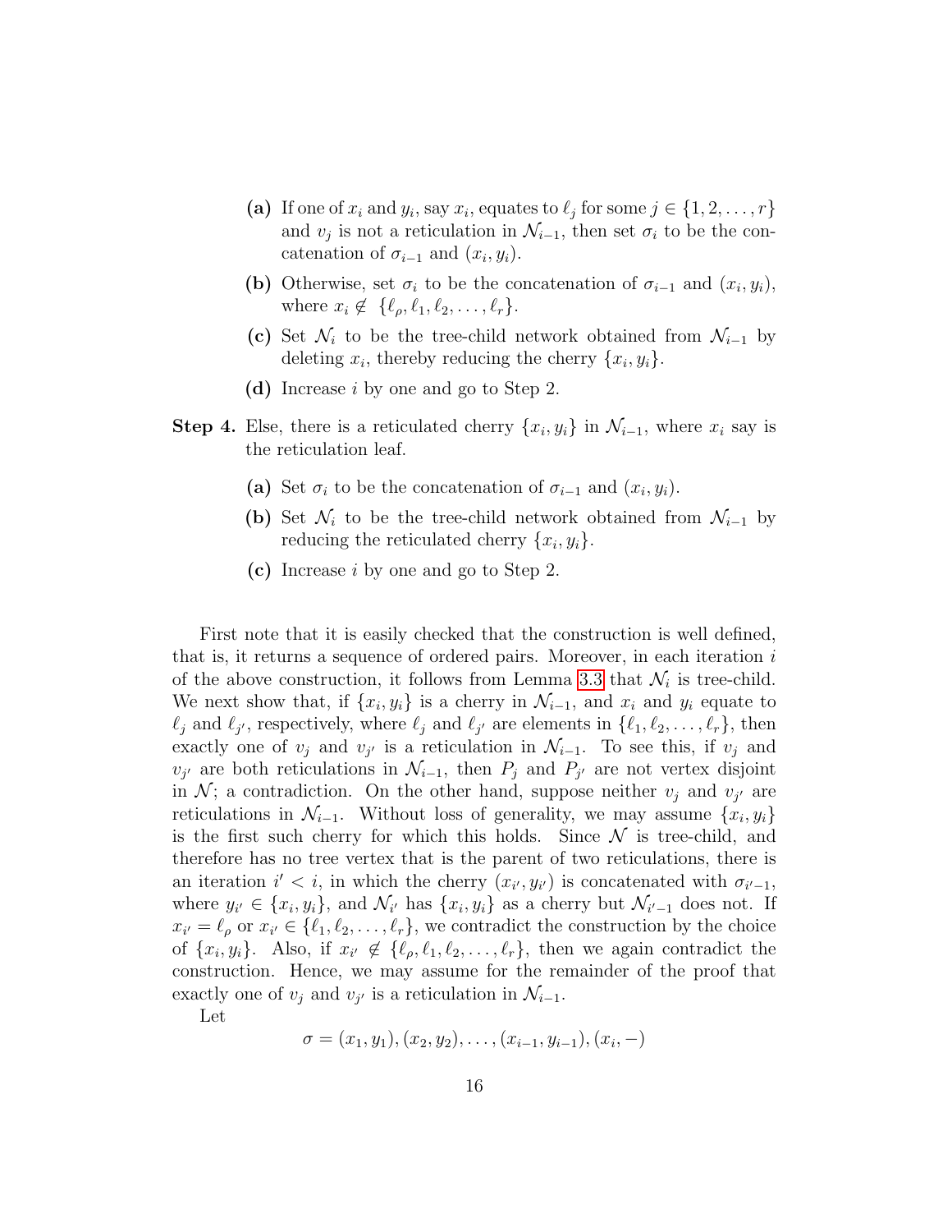- **(a)** If one of $x_i$ and $y_i$, say $x_i$, equates to $\ell_j$ for some $j \in \{1, 2, \ldots, r\}$ and $v_j$ is not a reticulation in $\mathcal{N}_{i-1}$, then set $\sigma_i$ to be the concatenation of $\sigma_{i-1}$ and $(x_i, y_i)$.
- **(b)** Otherwise, set $\sigma_i$ to be the concatenation of $\sigma_{i-1}$ and $(x_i, y_i)$, where $x_i \not\in \{\ell_\rho, \ell_1, \ell_2, \ldots, \ell_r\}$.
- **(c)** Set $\mathcal{N}_i$ to be the tree-child network obtained from $\mathcal{N}_{i-1}$ by deleting $x_i$, thereby reducing the cherry $\{x_i, y_i\}$.
- **(d)** Increase $i$ by one and go to Step 2.

**Step 4.** Else, there is a reticulated cherry $\{x_i, y_i\}$ in $\mathcal{N}_{i-1}$, where $x_i$ say is the reticulation leaf.

- **(a)** Set $\sigma_i$ to be the concatenation of $\sigma_{i-1}$ and $(x_i, y_i)$.
- **(b)** Set $\mathcal{N}_i$ to be the tree-child network obtained from $\mathcal{N}_{i-1}$ by reducing the reticulated cherry $\{x_i, y_i\}$.
- **(c)** Increase $i$ by one and go to Step 2.

First note that it is easily checked that the construction is well defined, that is, it returns a sequence of ordered pairs. Moreover, in each iteration $i$ of the above construction, it follows from Lemma 3.3 that $\mathcal{N}_i$ is tree-child. We next show that, if $\{x_i, y_i\}$ is a cherry in $\mathcal{N}_{i-1}$, and $x_i$ and $y_i$ equate to $\ell_j$ and $\ell_{j'}$, respectively, where $\ell_j$ and $\ell_{j'}$ are elements in $\{\ell_1, \ell_2, \ldots, \ell_r\}$, then exactly one of $v_j$ and $v_{j'}$ is a reticulation in $\mathcal{N}_{i-1}$. To see this, if $v_j$ and $v_{j'}$ are both reticulations in $\mathcal{N}_{i-1}$, then $P_j$ and $P_{j'}$ are not vertex disjoint in $\mathcal{N}$; a contradiction. On the other hand, suppose neither $v_j$ and $v_{j'}$ are reticulations in $\mathcal{N}_{i-1}$. Without loss of generality, we may assume $\{x_i, y_i\}$ is the first such cherry for which this holds. Since $\mathcal{N}$ is tree-child, and therefore has no tree vertex that is the parent of two reticulations, there is an iteration $i' < i$, in which the cherry $(x_{i'}, y_{i'})$ is concatenated with $\sigma_{i'-1}$, where $y_{i'} \in \{x_i, y_i\}$, and $\mathcal{N}_{i'}$ has $\{x_i, y_i\}$ as a cherry but $\mathcal{N}_{i'-1}$ does not. If $x_{i'} = \ell_\rho$ or $x_{i'} \in \{\ell_1, \ell_2, \ldots, \ell_r\}$, we contradict the construction by the choice of $\{x_i, y_i\}$. Also, if $x_{i'} \not\in \{\ell_\rho, \ell_1, \ell_2, \ldots, \ell_r\}$, then we again contradict the construction. Hence, we may assume for the remainder of the proof that exactly one of $v_j$ and $v_{j'}$ is a reticulation in $\mathcal{N}_{i-1}$.

Let

$$\sigma = (x_1, y_1), (x_2, y_2), \ldots, (x_{i-1}, y_{i-1}), (x_i, -)$$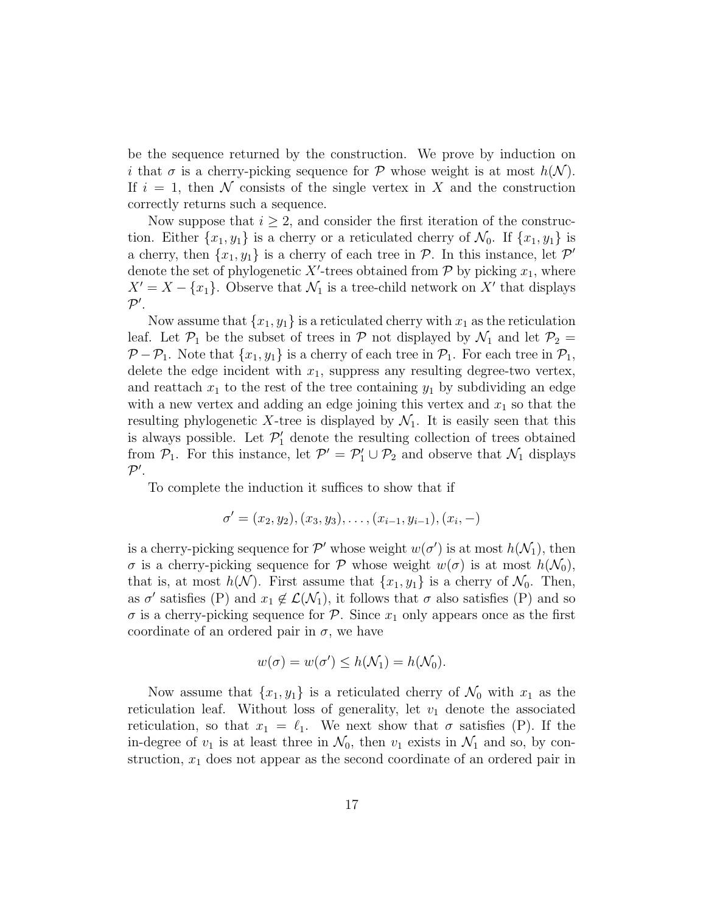be the sequence returned by the construction. We prove by induction on $i$ that $\sigma$ is a cherry-picking sequence for $\mathcal{P}$ whose weight is at most $h(\mathcal{N})$. If $i = 1$, then $\mathcal{N}$ consists of the single vertex in $X$ and the construction correctly returns such a sequence.

Now suppose that $i \geq 2$, and consider the first iteration of the construction. Either $\{x_1, y_1\}$ is a cherry or a reticulated cherry of $\mathcal{N}_0$. If $\{x_1, y_1\}$ is a cherry, then $\{x_1, y_1\}$ is a cherry of each tree in $\mathcal{P}$. In this instance, let $\mathcal{P}'$ denote the set of phylogenetic $X'$-trees obtained from $\mathcal{P}$ by picking $x_1$, where $X' = X - \{x_1\}$. Observe that $\mathcal{N}_1$ is a tree-child network on $X'$ that displays $\mathcal{P}'$.

Now assume that $\{x_1, y_1\}$ is a reticulated cherry with $x_1$ as the reticulation leaf. Let $\mathcal{P}_1$ be the subset of trees in $\mathcal{P}$ not displayed by $\mathcal{N}_1$ and let $\mathcal{P}_2 = \mathcal{P} - \mathcal{P}_1$. Note that $\{x_1, y_1\}$ is a cherry of each tree in $\mathcal{P}_1$. For each tree in $\mathcal{P}_1$, delete the edge incident with $x_1$, suppress any resulting degree-two vertex, and reattach $x_1$ to the rest of the tree containing $y_1$ by subdividing an edge with a new vertex and adding an edge joining this vertex and $x_1$ so that the resulting phylogenetic $X$-tree is displayed by $\mathcal{N}_1$. It is easily seen that this is always possible. Let $\mathcal{P}'_1$ denote the resulting collection of trees obtained from $\mathcal{P}_1$. For this instance, let $\mathcal{P}' = \mathcal{P}'_1 \cup \mathcal{P}_2$ and observe that $\mathcal{N}_1$ displays $\mathcal{P}'$.

To complete the induction it suffices to show that if

$$\sigma' = (x_2, y_2), (x_3, y_3), \ldots, (x_{i-1}, y_{i-1}), (x_i, -)$$

is a cherry-picking sequence for $\mathcal{P}'$ whose weight $w(\sigma')$ is at most $h(\mathcal{N}_1)$, then $\sigma$ is a cherry-picking sequence for $\mathcal{P}$ whose weight $w(\sigma)$ is at most $h(\mathcal{N}_0)$, that is, at most $h(\mathcal{N})$. First assume that $\{x_1, y_1\}$ is a cherry of $\mathcal{N}_0$. Then, as $\sigma'$ satisfies (P) and $x_1 \notin \mathcal{L}(\mathcal{N}_1)$, it follows that $\sigma$ also satisfies (P) and so $\sigma$ is a cherry-picking sequence for $\mathcal{P}$. Since $x_1$ only appears once as the first coordinate of an ordered pair in $\sigma$, we have

$$w(\sigma) = w(\sigma') \leq h(\mathcal{N}_1) = h(\mathcal{N}_0).$$

Now assume that $\{x_1, y_1\}$ is a reticulated cherry of $\mathcal{N}_0$ with $x_1$ as the reticulation leaf. Without loss of generality, let $v_1$ denote the associated reticulation, so that $x_1 = \ell_1$. We next show that $\sigma$ satisfies (P). If the in-degree of $v_1$ is at least three in $\mathcal{N}_0$, then $v_1$ exists in $\mathcal{N}_1$ and so, by construction, $x_1$ does not appear as the second coordinate of an ordered pair in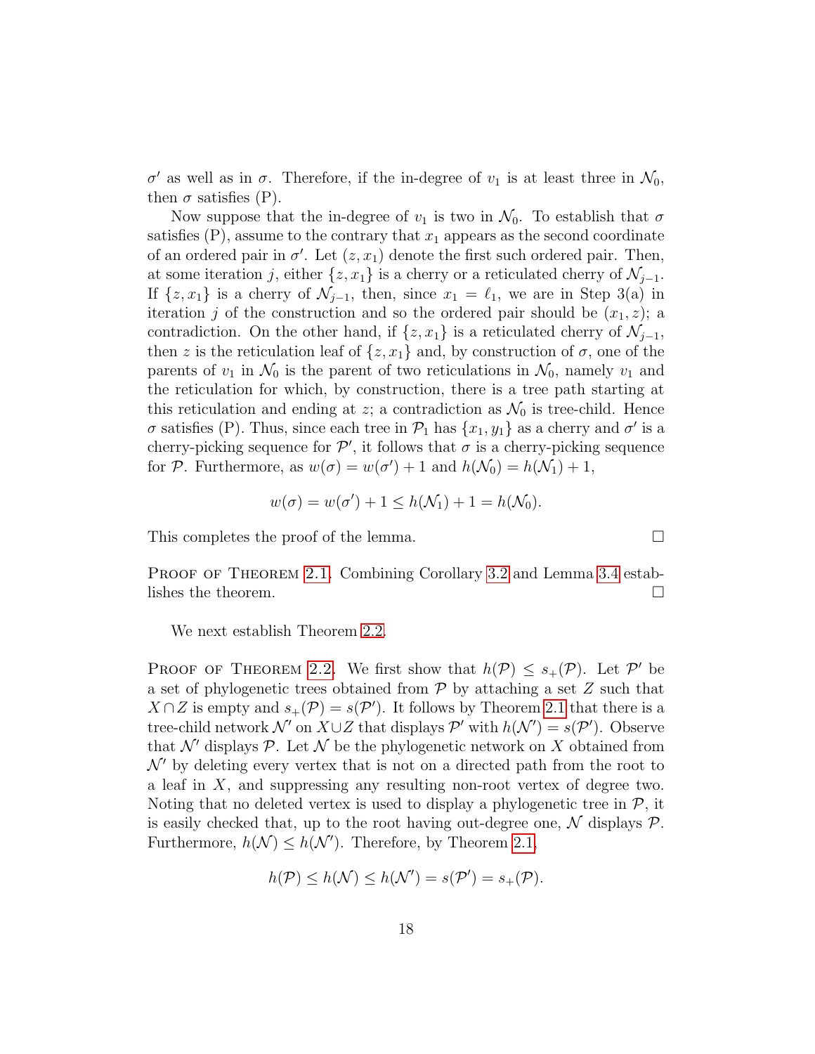$\sigma'$ as well as in $\sigma$. Therefore, if the in-degree of $v_1$ is at least three in $\mathcal{N}_0$, then $\sigma$ satisfies (P).

Now suppose that the in-degree of $v_1$ is two in $\mathcal{N}_0$. To establish that $\sigma$ satisfies (P), assume to the contrary that $x_1$ appears as the second coordinate of an ordered pair in $\sigma'$. Let $(z, x_1)$ denote the first such ordered pair. Then, at some iteration $j$, either $\{z, x_1\}$ is a cherry or a reticulated cherry of $\mathcal{N}_{j-1}$. If $\{z, x_1\}$ is a cherry of $\mathcal{N}_{j-1}$, then, since $x_1 = \ell_1$, we are in Step 3(a) in iteration $j$ of the construction and so the ordered pair should be $(x_1, z)$; a contradiction. On the other hand, if $\{z, x_1\}$ is a reticulated cherry of $\mathcal{N}_{j-1}$, then $z$ is the reticulation leaf of $\{z, x_1\}$ and, by construction of $\sigma$, one of the parents of $v_1$ in $\mathcal{N}_0$ is the parent of two reticulations in $\mathcal{N}_0$, namely $v_1$ and the reticulation for which, by construction, there is a tree path starting at this reticulation and ending at $z$; a contradiction as $\mathcal{N}_0$ is tree-child. Hence $\sigma$ satisfies (P). Thus, since each tree in $\mathcal{P}_1$ has $\{x_1, y_1\}$ as a cherry and $\sigma'$ is a cherry-picking sequence for $\mathcal{P}'$, it follows that $\sigma$ is a cherry-picking sequence for $\mathcal{P}$. Furthermore, as $w(\sigma) = w(\sigma') + 1$ and $h(\mathcal{N}_0) = h(\mathcal{N}_1) + 1$,

$$w(\sigma) = w(\sigma') + 1 \leq h(\mathcal{N}_1) + 1 = h(\mathcal{N}_0).$$

This completes the proof of the lemma. $\square$

Proof of Theorem 2.1. Combining Corollary 3.2 and Lemma 3.4 establishes the theorem. $\square$

We next establish Theorem 2.2.

Proof of Theorem 2.2. We first show that $h(\mathcal{P}) \leq s_+(\mathcal{P})$. Let $\mathcal{P}'$ be a set of phylogenetic trees obtained from $\mathcal{P}$ by attaching a set $Z$ such that $X \cap Z$ is empty and $s_+(\mathcal{P}) = s(\mathcal{P}')$. It follows by Theorem 2.1 that there is a tree-child network $\mathcal{N}'$ on $X \cup Z$ that displays $\mathcal{P}'$ with $h(\mathcal{N}') = s(\mathcal{P}')$. Observe that $\mathcal{N}'$ displays $\mathcal{P}$. Let $\mathcal{N}$ be the phylogenetic network on $X$ obtained from $\mathcal{N}'$ by deleting every vertex that is not on a directed path from the root to a leaf in $X$, and suppressing any resulting non-root vertex of degree two. Noting that no deleted vertex is used to display a phylogenetic tree in $\mathcal{P}$, it is easily checked that, up to the root having out-degree one, $\mathcal{N}$ displays $\mathcal{P}$. Furthermore, $h(\mathcal{N}) \leq h(\mathcal{N}')$. Therefore, by Theorem 2.1,

$$h(\mathcal{P}) \leq h(\mathcal{N}) \leq h(\mathcal{N}') = s(\mathcal{P}') = s_+(\mathcal{P}).$$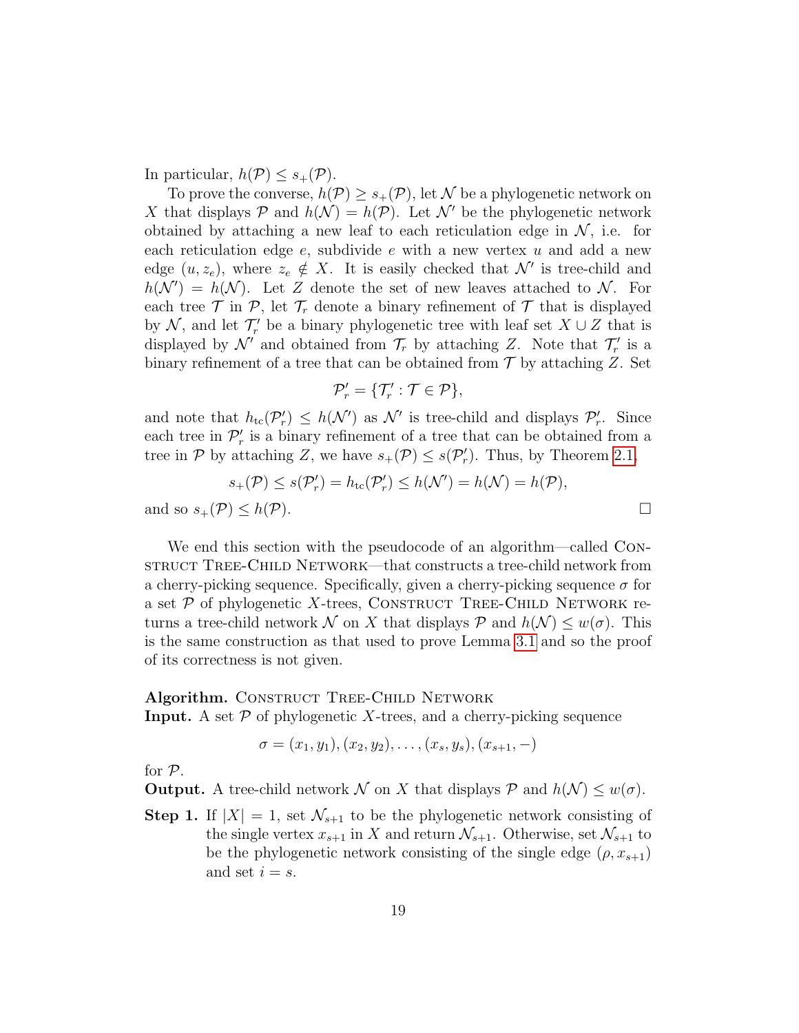In particular, $h(\mathcal{P}) \leq s_+(\mathcal{P})$.

To prove the converse, $h(\mathcal{P}) \geq s_+(\mathcal{P})$, let $\mathcal{N}$ be a phylogenetic network on $X$ that displays $\mathcal{P}$ and $h(\mathcal{N}) = h(\mathcal{P})$. Let $\mathcal{N}'$ be the phylogenetic network obtained by attaching a new leaf to each reticulation edge in $\mathcal{N}$, i.e. for each reticulation edge $e$, subdivide $e$ with a new vertex $u$ and add a new edge $(u, z_e)$, where $z_e \notin X$. It is easily checked that $\mathcal{N}'$ is tree-child and $h(\mathcal{N}') = h(\mathcal{N})$. Let $Z$ denote the set of new leaves attached to $\mathcal{N}$. For each tree $\mathcal{T}$ in $\mathcal{P}$, let $\mathcal{T}_r$ denote a binary refinement of $\mathcal{T}$ that is displayed by $\mathcal{N}$, and let $\mathcal{T}_r'$ be a binary phylogenetic tree with leaf set $X \cup Z$ that is displayed by $\mathcal{N}'$ and obtained from $\mathcal{T}_r$ by attaching $Z$. Note that $\mathcal{T}_r'$ is a binary refinement of a tree that can be obtained from $\mathcal{T}$ by attaching $Z$. Set

$$\mathcal{P}_r' = \{\mathcal{T}_r' : \mathcal{T} \in \mathcal{P}\},$$

and note that $h_{\mathrm{tc}}(\mathcal{P}_r') \leq h(\mathcal{N}')$ as $\mathcal{N}'$ is tree-child and displays $\mathcal{P}_r'$. Since each tree in $\mathcal{P}_r'$ is a binary refinement of a tree that can be obtained from a tree in $\mathcal{P}$ by attaching $Z$, we have $s_+(\mathcal{P}) \leq s(\mathcal{P}_r')$. Thus, by Theorem 2.1,

$$s_+(\mathcal{P}) \leq s(\mathcal{P}_r') = h_{\mathrm{tc}}(\mathcal{P}_r') \leq h(\mathcal{N}') = h(\mathcal{N}) = h(\mathcal{P}),$$

and so $s_+(\mathcal{P}) \leq h(\mathcal{P})$. □

We end this section with the pseudocode of an algorithm—called Construct Tree-Child Network—that constructs a tree-child network from a cherry-picking sequence. Specifically, given a cherry-picking sequence $\sigma$ for a set $\mathcal{P}$ of phylogenetic $X$-trees, Construct Tree-Child Network returns a tree-child network $\mathcal{N}$ on $X$ that displays $\mathcal{P}$ and $h(\mathcal{N}) \leq w(\sigma)$. This is the same construction as that used to prove Lemma 3.1 and so the proof of its correctness is not given.

**Algorithm.** Construct Tree-Child Network
**Input.** A set $\mathcal{P}$ of phylogenetic $X$-trees, and a cherry-picking sequence

$$\sigma = (x_1, y_1), (x_2, y_2), \ldots, (x_s, y_s), (x_{s+1}, -)$$

for $\mathcal{P}$.
**Output.** A tree-child network $\mathcal{N}$ on $X$ that displays $\mathcal{P}$ and $h(\mathcal{N}) \leq w(\sigma)$.

**Step 1.** If $|X| = 1$, set $\mathcal{N}_{s+1}$ to be the phylogenetic network consisting of the single vertex $x_{s+1}$ in $X$ and return $\mathcal{N}_{s+1}$. Otherwise, set $\mathcal{N}_{s+1}$ to be the phylogenetic network consisting of the single edge $(\rho, x_{s+1})$ and set $i = s$.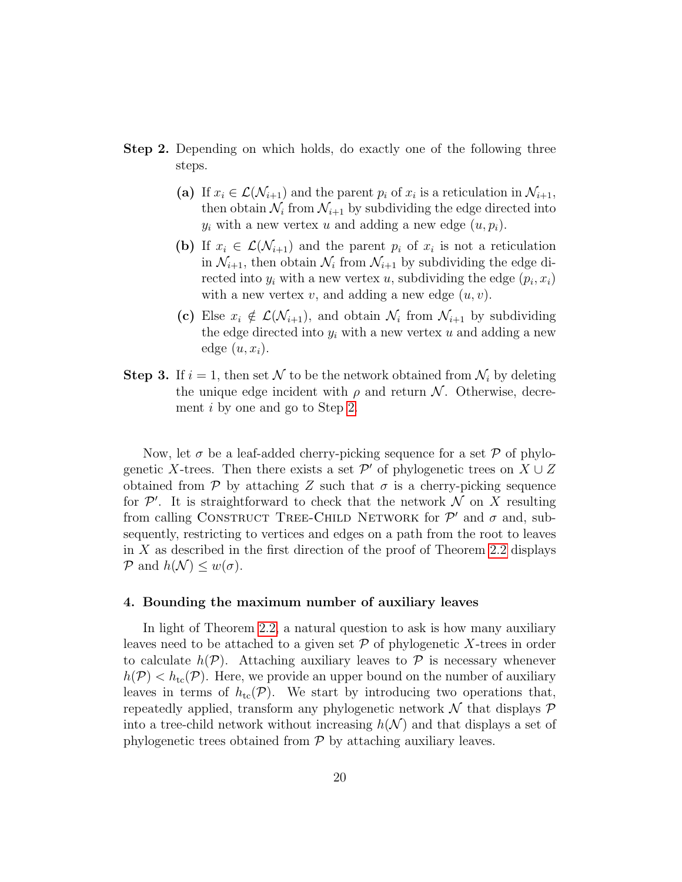**Step 2.** Depending on which holds, do exactly one of the following three steps.

- **(a)** If $x_i \in \mathcal{L}(\mathcal{N}_{i+1})$ and the parent $p_i$ of $x_i$ is a reticulation in $\mathcal{N}_{i+1}$, then obtain $\mathcal{N}_i$ from $\mathcal{N}_{i+1}$ by subdividing the edge directed into $y_i$ with a new vertex $u$ and adding a new edge $(u, p_i)$.
- **(b)** If $x_i \in \mathcal{L}(\mathcal{N}_{i+1})$ and the parent $p_i$ of $x_i$ is not a reticulation in $\mathcal{N}_{i+1}$, then obtain $\mathcal{N}_i$ from $\mathcal{N}_{i+1}$ by subdividing the edge directed into $y_i$ with a new vertex $u$, subdividing the edge $(p_i, x_i)$ with a new vertex $v$, and adding a new edge $(u, v)$.
- **(c)** Else $x_i \notin \mathcal{L}(\mathcal{N}_{i+1})$, and obtain $\mathcal{N}_i$ from $\mathcal{N}_{i+1}$ by subdividing the edge directed into $y_i$ with a new vertex $u$ and adding a new edge $(u, x_i)$.

**Step 3.** If $i = 1$, then set $\mathcal{N}$ to be the network obtained from $\mathcal{N}_i$ by deleting the unique edge incident with $\rho$ and return $\mathcal{N}$. Otherwise, decrement $i$ by one and go to Step 2.

Now, let $\sigma$ be a leaf-added cherry-picking sequence for a set $\mathcal{P}$ of phylogenetic $X$-trees. Then there exists a set $\mathcal{P}'$ of phylogenetic trees on $X \cup Z$ obtained from $\mathcal{P}$ by attaching $Z$ such that $\sigma$ is a cherry-picking sequence for $\mathcal{P}'$. It is straightforward to check that the network $\mathcal{N}$ on $X$ resulting from calling Construct Tree-Child Network for $\mathcal{P}'$ and $\sigma$ and, subsequently, restricting to vertices and edges on a path from the root to leaves in $X$ as described in the first direction of the proof of Theorem 2.2 displays $\mathcal{P}$ and $h(\mathcal{N}) \leq w(\sigma)$.

## 4. Bounding the maximum number of auxiliary leaves

In light of Theorem 2.2, a natural question to ask is how many auxiliary leaves need to be attached to a given set $\mathcal{P}$ of phylogenetic $X$-trees in order to calculate $h(\mathcal{P})$. Attaching auxiliary leaves to $\mathcal{P}$ is necessary whenever $h(\mathcal{P}) < h_{\mathrm{tc}}(\mathcal{P})$. Here, we provide an upper bound on the number of auxiliary leaves in terms of $h_{\mathrm{tc}}(\mathcal{P})$. We start by introducing two operations that, repeatedly applied, transform any phylogenetic network $\mathcal{N}$ that displays $\mathcal{P}$ into a tree-child network without increasing $h(\mathcal{N})$ and that displays a set of phylogenetic trees obtained from $\mathcal{P}$ by attaching auxiliary leaves.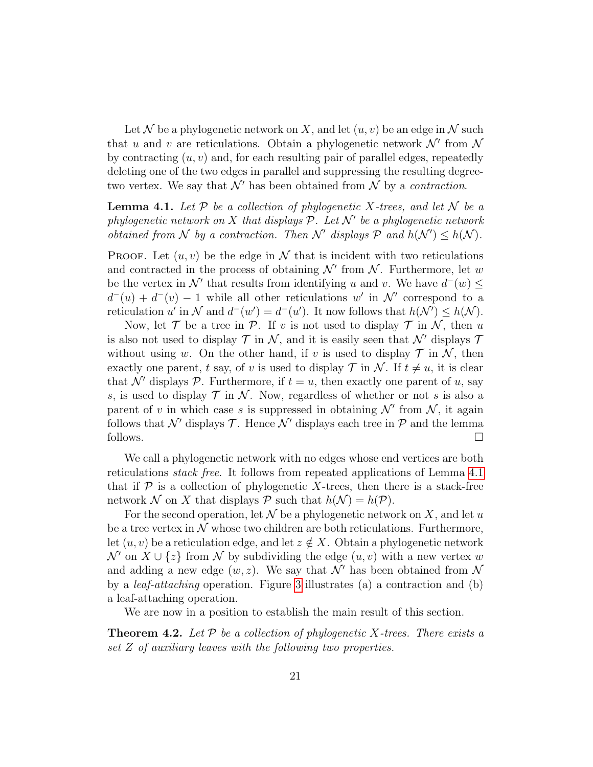Let $\mathcal{N}$ be a phylogenetic network on $X$, and let $(u, v)$ be an edge in $\mathcal{N}$ such that $u$ and $v$ are reticulations. Obtain a phylogenetic network $\mathcal{N}'$ from $\mathcal{N}$ by contracting $(u, v)$ and, for each resulting pair of parallel edges, repeatedly deleting one of the two edges in parallel and suppressing the resulting degree-two vertex. We say that $\mathcal{N}'$ has been obtained from $\mathcal{N}$ by a *contraction*.

**Lemma 4.1.** *Let $\mathcal{P}$ be a collection of phylogenetic $X$-trees, and let $\mathcal{N}$ be a phylogenetic network on $X$ that displays $\mathcal{P}$. Let $\mathcal{N}'$ be a phylogenetic network obtained from $\mathcal{N}$ by a contraction. Then $\mathcal{N}'$ displays $\mathcal{P}$ and $h(\mathcal{N}') \leq h(\mathcal{N})$.*

Proof. Let $(u, v)$ be the edge in $\mathcal{N}$ that is incident with two reticulations and contracted in the process of obtaining $\mathcal{N}'$ from $\mathcal{N}$. Furthermore, let $w$ be the vertex in $\mathcal{N}'$ that results from identifying $u$ and $v$. We have $d^-(w) \leq d^-(u) + d^-(v) - 1$ while all other reticulations $w'$ in $\mathcal{N}'$ correspond to a reticulation $u'$ in $\mathcal{N}$ and $d^-(w') = d^-(u')$. It now follows that $h(\mathcal{N}') \leq h(\mathcal{N})$.

Now, let $\mathcal{T}$ be a tree in $\mathcal{P}$. If $v$ is not used to display $\mathcal{T}$ in $\mathcal{N}$, then $u$ is also not used to display $\mathcal{T}$ in $\mathcal{N}$, and it is easily seen that $\mathcal{N}'$ displays $\mathcal{T}$ without using $w$. On the other hand, if $v$ is used to display $\mathcal{T}$ in $\mathcal{N}$, then exactly one parent, $t$ say, of $v$ is used to display $\mathcal{T}$ in $\mathcal{N}$. If $t \neq u$, it is clear that $\mathcal{N}'$ displays $\mathcal{P}$. Furthermore, if $t = u$, then exactly one parent of $u$, say $s$, is used to display $\mathcal{T}$ in $\mathcal{N}$. Now, regardless of whether or not $s$ is also a parent of $v$ in which case $s$ is suppressed in obtaining $\mathcal{N}'$ from $\mathcal{N}$, it again follows that $\mathcal{N}'$ displays $\mathcal{T}$. Hence $\mathcal{N}'$ displays each tree in $\mathcal{P}$ and the lemma follows. □

We call a phylogenetic network with no edges whose end vertices are both reticulations *stack free*. It follows from repeated applications of Lemma 4.1 that if $\mathcal{P}$ is a collection of phylogenetic $X$-trees, then there is a stack-free network $\mathcal{N}$ on $X$ that displays $\mathcal{P}$ such that $h(\mathcal{N}) = h(\mathcal{P})$.

For the second operation, let $\mathcal{N}$ be a phylogenetic network on $X$, and let $u$ be a tree vertex in $\mathcal{N}$ whose two children are both reticulations. Furthermore, let $(u, v)$ be a reticulation edge, and let $z \notin X$. Obtain a phylogenetic network $\mathcal{N}'$ on $X \cup \{z\}$ from $\mathcal{N}$ by subdividing the edge $(u, v)$ with a new vertex $w$ and adding a new edge $(w, z)$. We say that $\mathcal{N}'$ has been obtained from $\mathcal{N}$ by a *leaf-attaching* operation. Figure 3 illustrates (a) a contraction and (b) a leaf-attaching operation.

We are now in a position to establish the main result of this section.

**Theorem 4.2.** *Let $\mathcal{P}$ be a collection of phylogenetic $X$-trees. There exists a set $Z$ of auxiliary leaves with the following two properties.*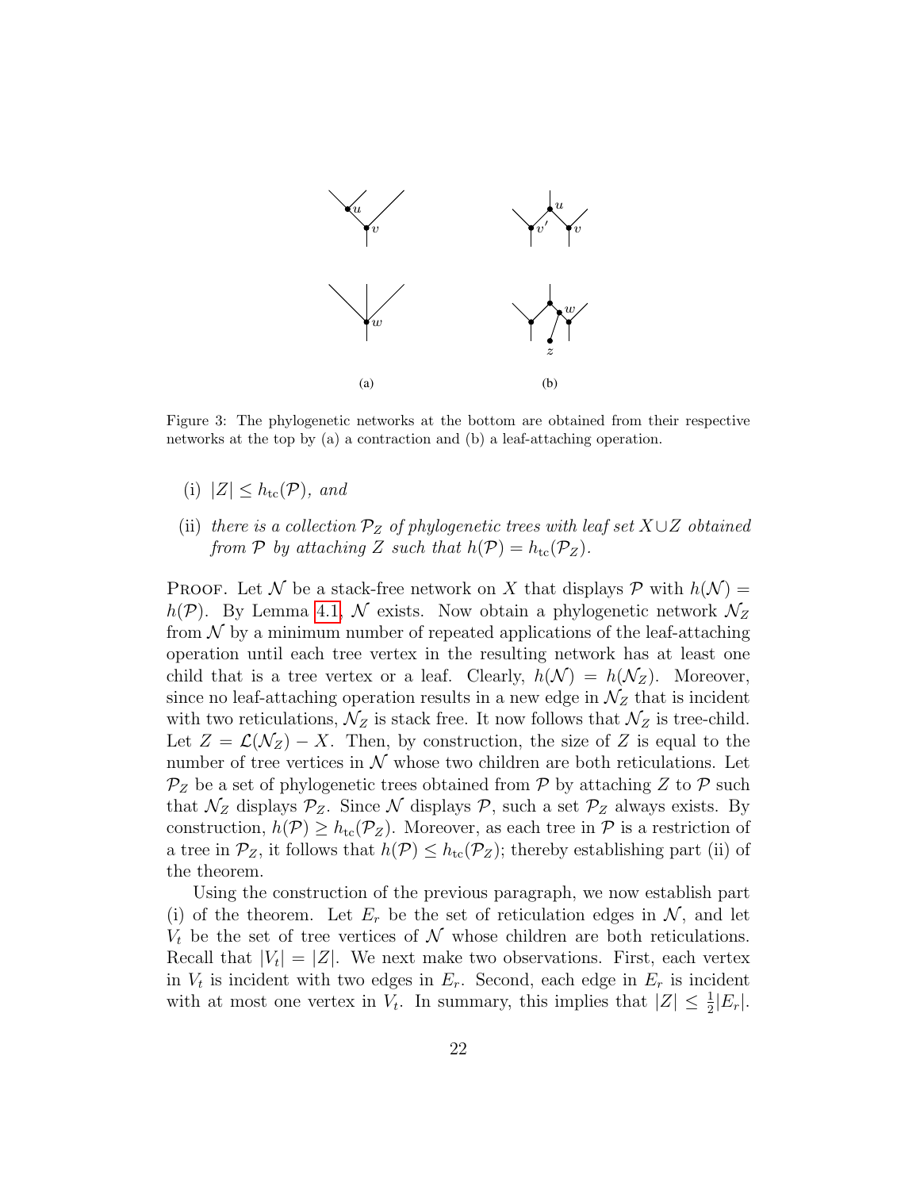Figure 3: The phylogenetic networks at the bottom are obtained from their respective networks at the top by (a) a contraction and (b) a leaf-attaching operation.

(i) $|Z| \leq h_{\text{tc}}(\mathcal{P})$, *and*

(ii) *there is a collection* $\mathcal{P}_Z$ *of phylogenetic trees with leaf set* $X \cup Z$ *obtained from* $\mathcal{P}$ *by attaching* $Z$ *such that* $h(\mathcal{P}) = h_{\text{tc}}(\mathcal{P}_Z)$.

PROOF. Let $\mathcal{N}$ be a stack-free network on $X$ that displays $\mathcal{P}$ with $h(\mathcal{N}) = h(\mathcal{P})$. By Lemma 4.1, $\mathcal{N}$ exists. Now obtain a phylogenetic network $\mathcal{N}_Z$ from $\mathcal{N}$ by a minimum number of repeated applications of the leaf-attaching operation until each tree vertex in the resulting network has at least one child that is a tree vertex or a leaf. Clearly, $h(\mathcal{N}) = h(\mathcal{N}_Z)$. Moreover, since no leaf-attaching operation results in a new edge in $\mathcal{N}_Z$ that is incident with two reticulations, $\mathcal{N}_Z$ is stack free. It now follows that $\mathcal{N}_Z$ is tree-child. Let $Z = \mathcal{L}(\mathcal{N}_Z) - X$. Then, by construction, the size of $Z$ is equal to the number of tree vertices in $\mathcal{N}$ whose two children are both reticulations. Let $\mathcal{P}_Z$ be a set of phylogenetic trees obtained from $\mathcal{P}$ by attaching $Z$ to $\mathcal{P}$ such that $\mathcal{N}_Z$ displays $\mathcal{P}_Z$. Since $\mathcal{N}$ displays $\mathcal{P}$, such a set $\mathcal{P}_Z$ always exists. By construction, $h(\mathcal{P}) \geq h_{\text{tc}}(\mathcal{P}_Z)$. Moreover, as each tree in $\mathcal{P}$ is a restriction of a tree in $\mathcal{P}_Z$, it follows that $h(\mathcal{P}) \leq h_{\text{tc}}(\mathcal{P}_Z)$; thereby establishing part (ii) of the theorem.

Using the construction of the previous paragraph, we now establish part (i) of the theorem. Let $E_r$ be the set of reticulation edges in $\mathcal{N}$, and let $V_t$ be the set of tree vertices of $\mathcal{N}$ whose children are both reticulations. Recall that $|V_t| = |Z|$. We next make two observations. First, each vertex in $V_t$ is incident with two edges in $E_r$. Second, each edge in $E_r$ is incident with at most one vertex in $V_t$. In summary, this implies that $|Z| \leq \frac{1}{2}|E_r|$.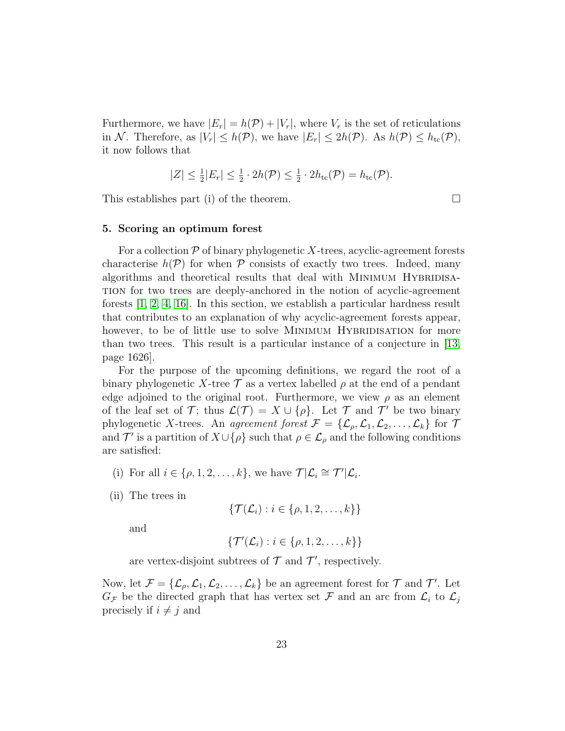Furthermore, we have $|E_r| = h(\mathcal{P}) + |V_r|$, where $V_r$ is the set of reticulations in $\mathcal{N}$. Therefore, as $|V_r| \leq h(\mathcal{P})$, we have $|E_r| \leq 2h(\mathcal{P})$. As $h(\mathcal{P}) \leq h_{\rm tc}(\mathcal{P})$, it now follows that

$$|Z| \leq \tfrac{1}{2}|E_r| \leq \tfrac{1}{2} \cdot 2h(\mathcal{P}) \leq \tfrac{1}{2} \cdot 2h_{\rm tc}(\mathcal{P}) = h_{\rm tc}(\mathcal{P}).$$

This establishes part (i) of the theorem. □

## 5. Scoring an optimum forest

For a collection $\mathcal{P}$ of binary phylogenetic $X$-trees, acyclic-agreement forests characterise $h(\mathcal{P})$ for when $\mathcal{P}$ consists of exactly two trees. Indeed, many algorithms and theoretical results that deal with Minimum Hybridisation for two trees are deeply-anchored in the notion of acyclic-agreement forests [1, 2, 4, 16]. In this section, we establish a particular hardness result that contributes to an explanation of why acyclic-agreement forests appear, however, to be of little use to solve Minimum Hybridisation for more than two trees. This result is a particular instance of a conjecture in [13, page 1626].

For the purpose of the upcoming definitions, we regard the root of a binary phylogenetic $X$-tree $\mathcal{T}$ as a vertex labelled $\rho$ at the end of a pendant edge adjoined to the original root. Furthermore, we view $\rho$ as an element of the leaf set of $\mathcal{T}$; thus $\mathcal{L}(\mathcal{T}) = X \cup \{\rho\}$. Let $\mathcal{T}$ and $\mathcal{T}'$ be two binary phylogenetic $X$-trees. An *agreement forest* $\mathcal{F} = \{\mathcal{L}_\rho, \mathcal{L}_1, \mathcal{L}_2, \ldots, \mathcal{L}_k\}$ for $\mathcal{T}$ and $\mathcal{T}'$ is a partition of $X \cup \{\rho\}$ such that $\rho \in \mathcal{L}_\rho$ and the following conditions are satisfied:

(i) For all $i \in \{\rho, 1, 2, \ldots, k\}$, we have $\mathcal{T}|\mathcal{L}_i \cong \mathcal{T}'|\mathcal{L}_i$.

(ii) The trees in
$$\{\mathcal{T}(\mathcal{L}_i) : i \in \{\rho, 1, 2, \ldots, k\}\}$$
and
$$\{\mathcal{T}'(\mathcal{L}_i) : i \in \{\rho, 1, 2, \ldots, k\}\}$$
are vertex-disjoint subtrees of $\mathcal{T}$ and $\mathcal{T}'$, respectively.

Now, let $\mathcal{F} = \{\mathcal{L}_\rho, \mathcal{L}_1, \mathcal{L}_2, \ldots, \mathcal{L}_k\}$ be an agreement forest for $\mathcal{T}$ and $\mathcal{T}'$. Let $G_{\mathcal{F}}$ be the directed graph that has vertex set $\mathcal{F}$ and an arc from $\mathcal{L}_i$ to $\mathcal{L}_j$ precisely if $i \neq j$ and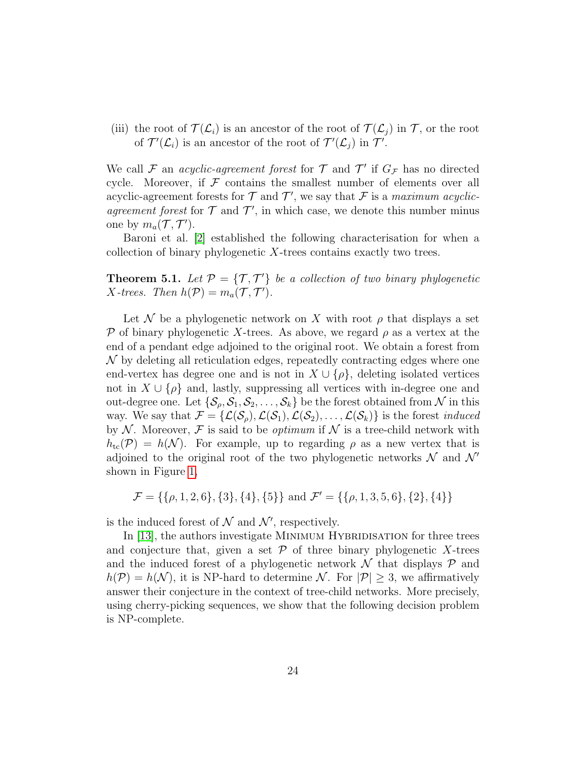(iii) the root of $\mathcal{T}(\mathcal{L}_i)$ is an ancestor of the root of $\mathcal{T}(\mathcal{L}_j)$ in $\mathcal{T}$, or the root of $\mathcal{T}'(\mathcal{L}_i)$ is an ancestor of the root of $\mathcal{T}'(\mathcal{L}_j)$ in $\mathcal{T}'$.

We call $\mathcal{F}$ an *acyclic-agreement forest* for $\mathcal{T}$ and $\mathcal{T}'$ if $G_{\mathcal{F}}$ has no directed cycle. Moreover, if $\mathcal{F}$ contains the smallest number of elements over all acyclic-agreement forests for $\mathcal{T}$ and $\mathcal{T}'$, we say that $\mathcal{F}$ is a *maximum acyclic-agreement forest* for $\mathcal{T}$ and $\mathcal{T}'$, in which case, we denote this number minus one by $m_a(\mathcal{T}, \mathcal{T}')$.

Baroni et al. [2] established the following characterisation for when a collection of binary phylogenetic $X$-trees contains exactly two trees.

**Theorem 5.1.** *Let $\mathcal{P} = \{\mathcal{T}, \mathcal{T}'\}$ be a collection of two binary phylogenetic $X$-trees. Then $h(\mathcal{P}) = m_a(\mathcal{T}, \mathcal{T}')$.*

Let $\mathcal{N}$ be a phylogenetic network on $X$ with root $\rho$ that displays a set $\mathcal{P}$ of binary phylogenetic $X$-trees. As above, we regard $\rho$ as a vertex at the end of a pendant edge adjoined to the original root. We obtain a forest from $\mathcal{N}$ by deleting all reticulation edges, repeatedly contracting edges where one end-vertex has degree one and is not in $X \cup \{\rho\}$, deleting isolated vertices not in $X \cup \{\rho\}$ and, lastly, suppressing all vertices with in-degree one and out-degree one. Let $\{\mathcal{S}_\rho, \mathcal{S}_1, \mathcal{S}_2, \ldots, \mathcal{S}_k\}$ be the forest obtained from $\mathcal{N}$ in this way. We say that $\mathcal{F} = \{\mathcal{L}(\mathcal{S}_\rho), \mathcal{L}(\mathcal{S}_1), \mathcal{L}(\mathcal{S}_2), \ldots, \mathcal{L}(\mathcal{S}_k)\}$ is the forest *induced* by $\mathcal{N}$. Moreover, $\mathcal{F}$ is said to be *optimum* if $\mathcal{N}$ is a tree-child network with $h_{\text{tc}}(\mathcal{P}) = h(\mathcal{N})$. For example, up to regarding $\rho$ as a new vertex that is adjoined to the original root of the two phylogenetic networks $\mathcal{N}$ and $\mathcal{N}'$ shown in Figure 1,

$$\mathcal{F} = \{\{\rho, 1, 2, 6\}, \{3\}, \{4\}, \{5\}\} \text{ and } \mathcal{F}' = \{\{\rho, 1, 3, 5, 6\}, \{2\}, \{4\}\}$$

is the induced forest of $\mathcal{N}$ and $\mathcal{N}'$, respectively.

In [13], the authors investigate Minimum Hybridisation for three trees and conjecture that, given a set $\mathcal{P}$ of three binary phylogenetic $X$-trees and the induced forest of a phylogenetic network $\mathcal{N}$ that displays $\mathcal{P}$ and $h(\mathcal{P}) = h(\mathcal{N})$, it is NP-hard to determine $\mathcal{N}$. For $|\mathcal{P}| \geq 3$, we affirmatively answer their conjecture in the context of tree-child networks. More precisely, using cherry-picking sequences, we show that the following decision problem is NP-complete.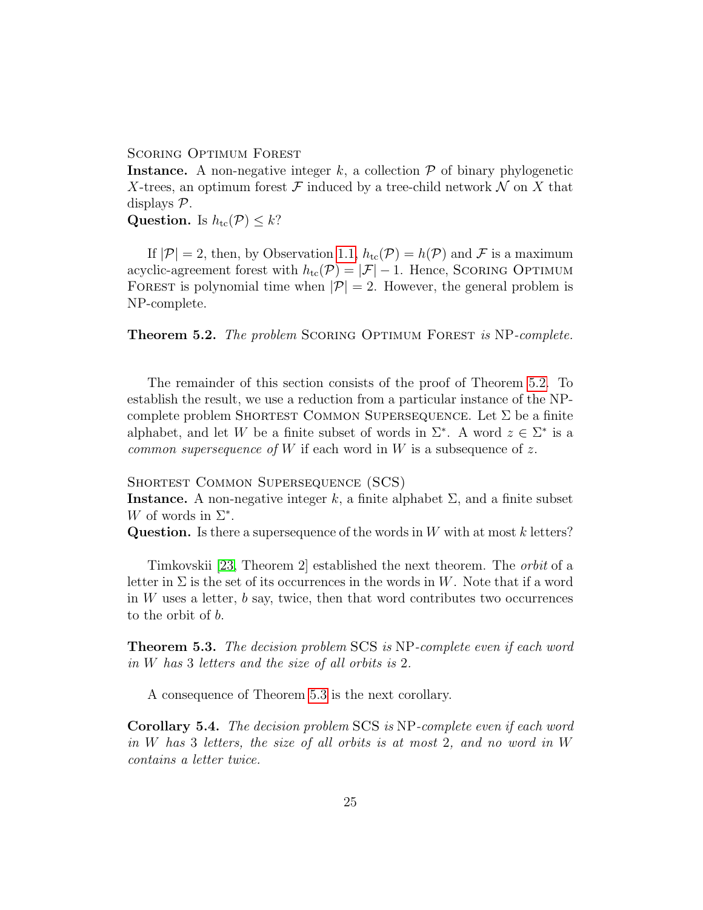Scoring Optimum Forest

**Instance.** A non-negative integer $k$, a collection $\mathcal{P}$ of binary phylogenetic $X$-trees, an optimum forest $\mathcal{F}$ induced by a tree-child network $\mathcal{N}$ on $X$ that displays $\mathcal{P}$.

**Question.** Is $h_{\mathrm{tc}}(\mathcal{P}) \leq k$?

If $|\mathcal{P}| = 2$, then, by Observation 1.1, $h_{\mathrm{tc}}(\mathcal{P}) = h(\mathcal{P})$ and $\mathcal{F}$ is a maximum acyclic-agreement forest with $h_{\mathrm{tc}}(\mathcal{P}) = |\mathcal{F}| - 1$. Hence, Scoring Optimum Forest is polynomial time when $|\mathcal{P}| = 2$. However, the general problem is NP-complete.

**Theorem 5.2.** *The problem* Scoring Optimum Forest *is* NP*-complete.*

The remainder of this section consists of the proof of Theorem 5.2. To establish the result, we use a reduction from a particular instance of the NP-complete problem Shortest Common Supersequence. Let $\Sigma$ be a finite alphabet, and let $W$ be a finite subset of words in $\Sigma^*$. A word $z \in \Sigma^*$ is a *common supersequence of* $W$ if each word in $W$ is a subsequence of $z$.

Shortest Common Supersequence (SCS)

**Instance.** A non-negative integer $k$, a finite alphabet $\Sigma$, and a finite subset $W$ of words in $\Sigma^*$.

**Question.** Is there a supersequence of the words in $W$ with at most $k$ letters?

Timkovskii [23, Theorem 2] established the next theorem. The *orbit* of a letter in $\Sigma$ is the set of its occurrences in the words in $W$. Note that if a word in $W$ uses a letter, $b$ say, twice, then that word contributes two occurrences to the orbit of $b$.

**Theorem 5.3.** *The decision problem* SCS *is* NP*-complete even if each word in $W$ has* 3 *letters and the size of all orbits is* 2*.*

A consequence of Theorem 5.3 is the next corollary.

**Corollary 5.4.** *The decision problem* SCS *is* NP*-complete even if each word in $W$ has* 3 *letters, the size of all orbits is at most* 2*, and no word in $W$ contains a letter twice.*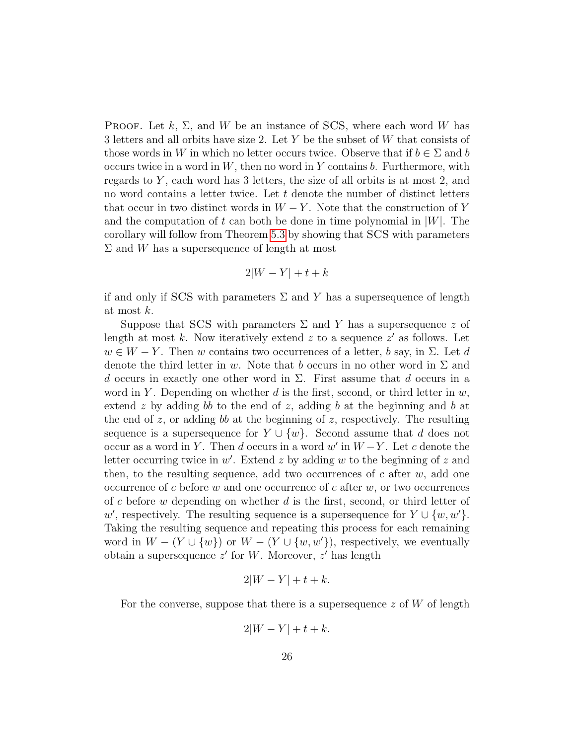Proof. Let $k$, $\Sigma$, and $W$ be an instance of SCS, where each word $W$ has 3 letters and all orbits have size 2. Let $Y$ be the subset of $W$ that consists of those words in $W$ in which no letter occurs twice. Observe that if $b \in \Sigma$ and $b$ occurs twice in a word in $W$, then no word in $Y$ contains $b$. Furthermore, with regards to $Y$, each word has 3 letters, the size of all orbits is at most 2, and no word contains a letter twice. Let $t$ denote the number of distinct letters that occur in two distinct words in $W - Y$. Note that the construction of $Y$ and the computation of $t$ can both be done in time polynomial in $|W|$. The corollary will follow from Theorem 5.3 by showing that SCS with parameters $\Sigma$ and $W$ has a supersequence of length at most

$$2|W - Y| + t + k$$

if and only if SCS with parameters $\Sigma$ and $Y$ has a supersequence of length at most $k$.

Suppose that SCS with parameters $\Sigma$ and $Y$ has a supersequence $z$ of length at most $k$. Now iteratively extend $z$ to a sequence $z'$ as follows. Let $w \in W - Y$. Then $w$ contains two occurrences of a letter, $b$ say, in $\Sigma$. Let $d$ denote the third letter in $w$. Note that $b$ occurs in no other word in $\Sigma$ and $d$ occurs in exactly one other word in $\Sigma$. First assume that $d$ occurs in a word in $Y$. Depending on whether $d$ is the first, second, or third letter in $w$, extend $z$ by adding $bb$ to the end of $z$, adding $b$ at the beginning and $b$ at the end of $z$, or adding $bb$ at the beginning of $z$, respectively. The resulting sequence is a supersequence for $Y \cup \{w\}$. Second assume that $d$ does not occur as a word in $Y$. Then $d$ occurs in a word $w'$ in $W - Y$. Let $c$ denote the letter occurring twice in $w'$. Extend $z$ by adding $w$ to the beginning of $z$ and then, to the resulting sequence, add two occurrences of $c$ after $w$, add one occurrence of $c$ before $w$ and one occurrence of $c$ after $w$, or two occurrences of $c$ before $w$ depending on whether $d$ is the first, second, or third letter of $w'$, respectively. The resulting sequence is a supersequence for $Y \cup \{w, w'\}$. Taking the resulting sequence and repeating this process for each remaining word in $W - (Y \cup \{w\})$ or $W - (Y \cup \{w, w'\})$, respectively, we eventually obtain a supersequence $z'$ for $W$. Moreover, $z'$ has length

$$2|W - Y| + t + k.$$

For the converse, suppose that there is a supersequence $z$ of $W$ of length

$$2|W - Y| + t + k.$$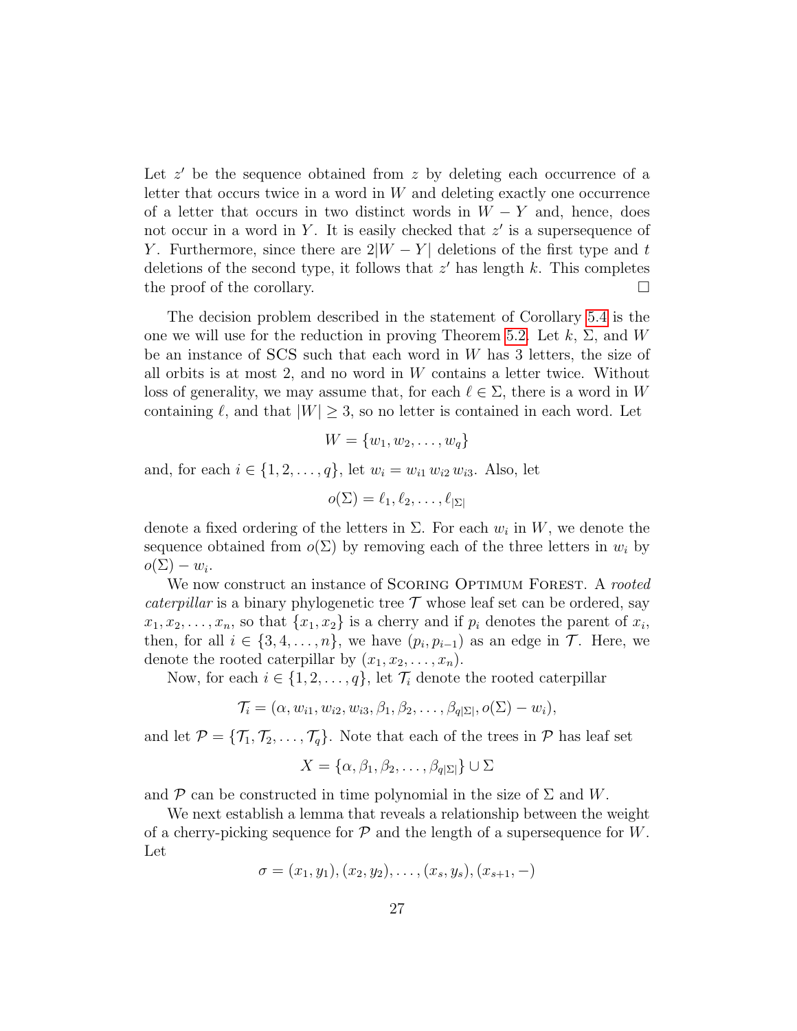Let $z'$ be the sequence obtained from $z$ by deleting each occurrence of a letter that occurs twice in a word in $W$ and deleting exactly one occurrence of a letter that occurs in two distinct words in $W - Y$ and, hence, does not occur in a word in $Y$. It is easily checked that $z'$ is a supersequence of $Y$. Furthermore, since there are $2|W - Y|$ deletions of the first type and $t$ deletions of the second type, it follows that $z'$ has length $k$. This completes the proof of the corollary. $\square$

The decision problem described in the statement of Corollary 5.4 is the one we will use for the reduction in proving Theorem 5.2. Let $k$, $\Sigma$, and $W$ be an instance of SCS such that each word in $W$ has 3 letters, the size of all orbits is at most 2, and no word in $W$ contains a letter twice. Without loss of generality, we may assume that, for each $\ell \in \Sigma$, there is a word in $W$ containing $\ell$, and that $|W| \geq 3$, so no letter is contained in each word. Let

$$W = \{w_1, w_2, \ldots, w_q\}$$

and, for each $i \in \{1, 2, \ldots, q\}$, let $w_i = w_{i1}\, w_{i2}\, w_{i3}$. Also, let

$$o(\Sigma) = \ell_1, \ell_2, \ldots, \ell_{|\Sigma|}$$

denote a fixed ordering of the letters in $\Sigma$. For each $w_i$ in $W$, we denote the sequence obtained from $o(\Sigma)$ by removing each of the three letters in $w_i$ by $o(\Sigma) - w_i$.

We now construct an instance of SCORING OPTIMUM FOREST. A *rooted caterpillar* is a binary phylogenetic tree $\mathcal{T}$ whose leaf set can be ordered, say $x_1, x_2, \ldots, x_n$, so that $\{x_1, x_2\}$ is a cherry and if $p_i$ denotes the parent of $x_i$, then, for all $i \in \{3, 4, \ldots, n\}$, we have $(p_i, p_{i-1})$ as an edge in $\mathcal{T}$. Here, we denote the rooted caterpillar by $(x_1, x_2, \ldots, x_n)$.

Now, for each $i \in \{1, 2, \ldots, q\}$, let $\mathcal{T}_i$ denote the rooted caterpillar

$$\mathcal{T}_i = (\alpha, w_{i1}, w_{i2}, w_{i3}, \beta_1, \beta_2, \ldots, \beta_{q|\Sigma|}, o(\Sigma) - w_i),$$

and let $\mathcal{P} = \{\mathcal{T}_1, \mathcal{T}_2, \ldots, \mathcal{T}_q\}$. Note that each of the trees in $\mathcal{P}$ has leaf set

$$X = \{\alpha, \beta_1, \beta_2, \ldots, \beta_{q|\Sigma|}\} \cup \Sigma$$

and $\mathcal{P}$ can be constructed in time polynomial in the size of $\Sigma$ and $W$.

We next establish a lemma that reveals a relationship between the weight of a cherry-picking sequence for $\mathcal{P}$ and the length of a supersequence for $W$. Let

$$\sigma = (x_1, y_1), (x_2, y_2), \ldots, (x_s, y_s), (x_{s+1}, -)$$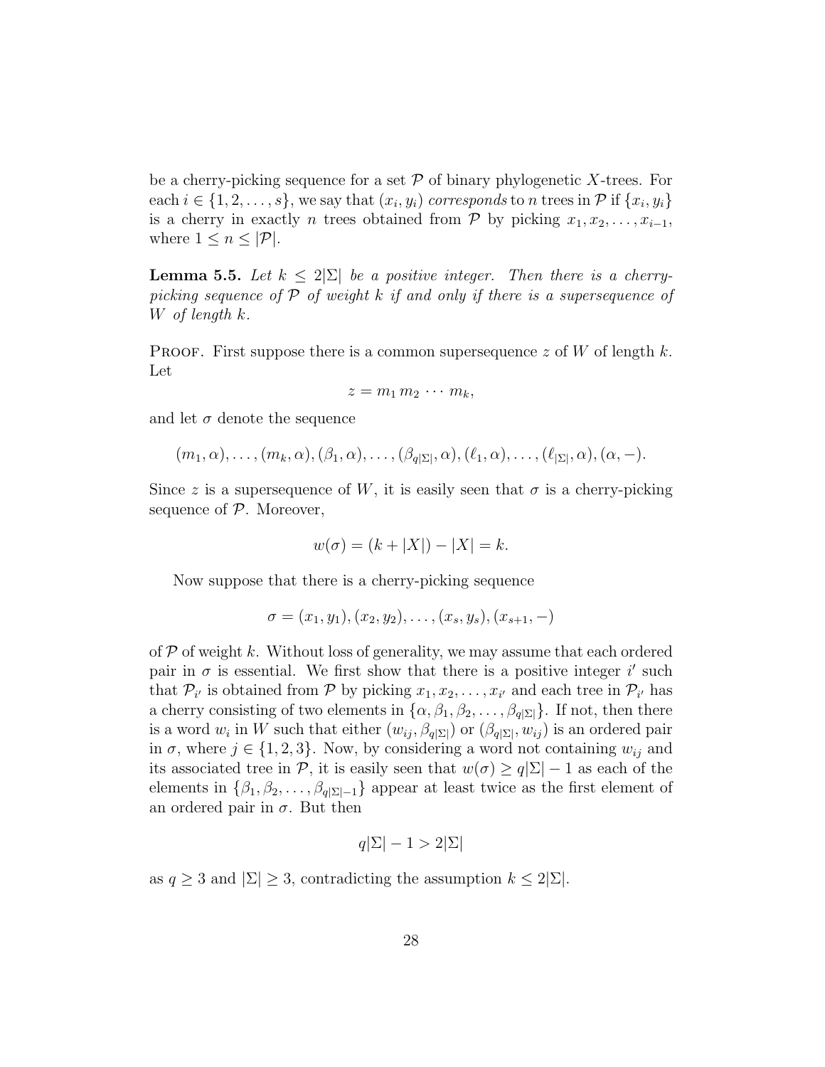be a cherry-picking sequence for a set $\mathcal{P}$ of binary phylogenetic $X$-trees. For each $i \in \{1, 2, \ldots, s\}$, we say that $(x_i, y_i)$ *corresponds* to $n$ trees in $\mathcal{P}$ if $\{x_i, y_i\}$ is a cherry in exactly $n$ trees obtained from $\mathcal{P}$ by picking $x_1, x_2, \ldots, x_{i-1}$, where $1 \leq n \leq |\mathcal{P}|$.

**Lemma 5.5.** *Let $k \leq 2|\Sigma|$ be a positive integer. Then there is a cherry-picking sequence of $\mathcal{P}$ of weight $k$ if and only if there is a supersequence of $W$ of length $k$.*

Proof. First suppose there is a common supersequence $z$ of $W$ of length $k$. Let

$$z = m_1 \, m_2 \, \cdots \, m_k,$$

and let $\sigma$ denote the sequence

$$(m_1, \alpha), \ldots, (m_k, \alpha), (\beta_1, \alpha), \ldots, (\beta_{q|\Sigma|}, \alpha), (\ell_1, \alpha), \ldots, (\ell_{|\Sigma|}, \alpha), (\alpha, -).$$

Since $z$ is a supersequence of $W$, it is easily seen that $\sigma$ is a cherry-picking sequence of $\mathcal{P}$. Moreover,

$$w(\sigma) = (k + |X|) - |X| = k.$$

Now suppose that there is a cherry-picking sequence

$$\sigma = (x_1, y_1), (x_2, y_2), \ldots, (x_s, y_s), (x_{s+1}, -)$$

of $\mathcal{P}$ of weight $k$. Without loss of generality, we may assume that each ordered pair in $\sigma$ is essential. We first show that there is a positive integer $i'$ such that $\mathcal{P}_{i'}$ is obtained from $\mathcal{P}$ by picking $x_1, x_2, \ldots, x_{i'}$ and each tree in $\mathcal{P}_{i'}$ has a cherry consisting of two elements in $\{\alpha, \beta_1, \beta_2, \ldots, \beta_{q|\Sigma|}\}$. If not, then there is a word $w_i$ in $W$ such that either $(w_{ij}, \beta_{q|\Sigma|})$ or $(\beta_{q|\Sigma|}, w_{ij})$ is an ordered pair in $\sigma$, where $j \in \{1, 2, 3\}$. Now, by considering a word not containing $w_{ij}$ and its associated tree in $\mathcal{P}$, it is easily seen that $w(\sigma) \geq q|\Sigma| - 1$ as each of the elements in $\{\beta_1, \beta_2, \ldots, \beta_{q|\Sigma|-1}\}$ appear at least twice as the first element of an ordered pair in $\sigma$. But then

$$q|\Sigma| - 1 > 2|\Sigma|$$

as $q \geq 3$ and $|\Sigma| \geq 3$, contradicting the assumption $k \leq 2|\Sigma|$.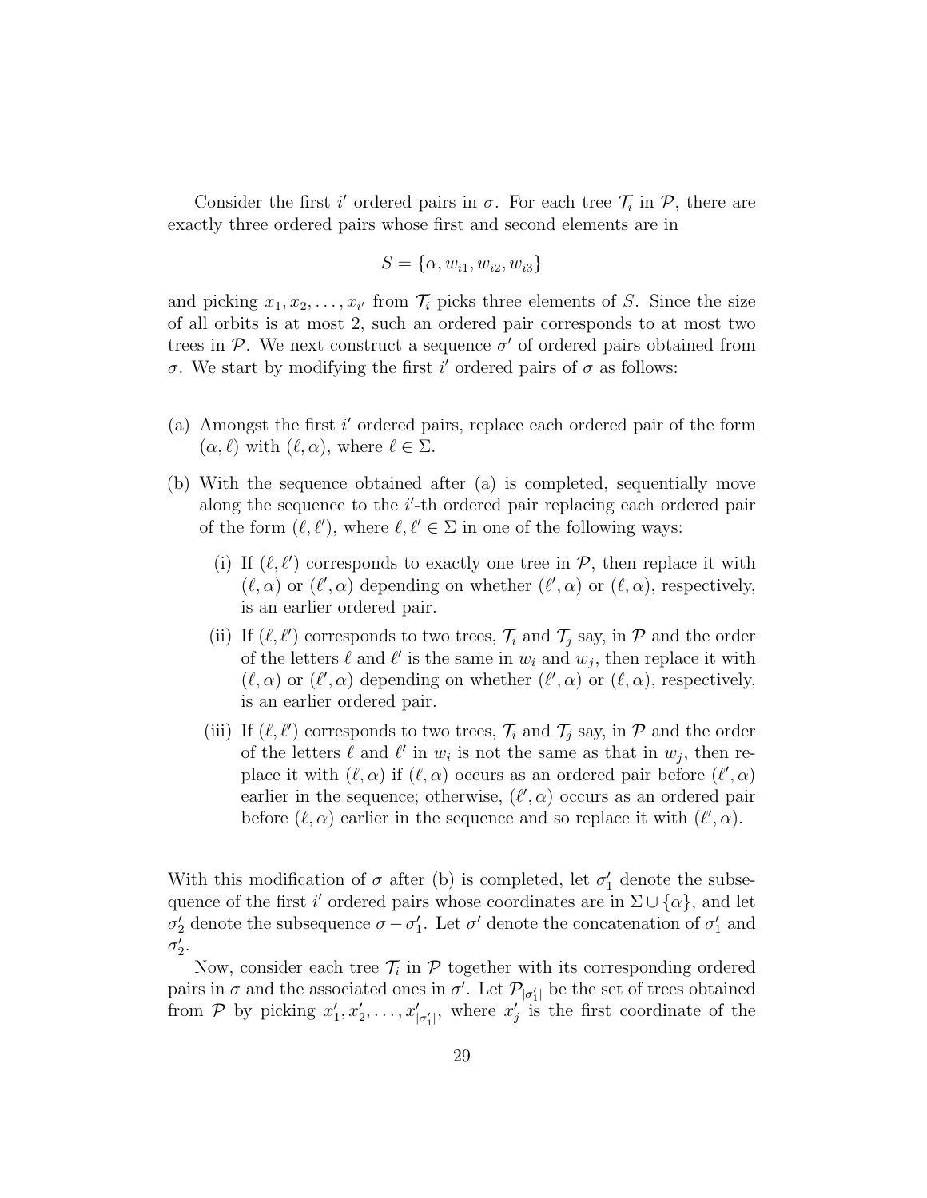Consider the first $i'$ ordered pairs in $\sigma$. For each tree $\mathcal{T}_i$ in $\mathcal{P}$, there are exactly three ordered pairs whose first and second elements are in

$$S = \{\alpha, w_{i1}, w_{i2}, w_{i3}\}$$

and picking $x_1, x_2, \ldots, x_{i'}$ from $\mathcal{T}_i$ picks three elements of $S$. Since the size of all orbits is at most 2, such an ordered pair corresponds to at most two trees in $\mathcal{P}$. We next construct a sequence $\sigma'$ of ordered pairs obtained from $\sigma$. We start by modifying the first $i'$ ordered pairs of $\sigma$ as follows:

(a) Amongst the first $i'$ ordered pairs, replace each ordered pair of the form $(\alpha, \ell)$ with $(\ell, \alpha)$, where $\ell \in \Sigma$.

(b) With the sequence obtained after (a) is completed, sequentially move along the sequence to the $i'$-th ordered pair replacing each ordered pair of the form $(\ell, \ell')$, where $\ell, \ell' \in \Sigma$ in one of the following ways:

   (i) If $(\ell, \ell')$ corresponds to exactly one tree in $\mathcal{P}$, then replace it with $(\ell, \alpha)$ or $(\ell', \alpha)$ depending on whether $(\ell', \alpha)$ or $(\ell, \alpha)$, respectively, is an earlier ordered pair.

   (ii) If $(\ell, \ell')$ corresponds to two trees, $\mathcal{T}_i$ and $\mathcal{T}_j$ say, in $\mathcal{P}$ and the order of the letters $\ell$ and $\ell'$ is the same in $w_i$ and $w_j$, then replace it with $(\ell, \alpha)$ or $(\ell', \alpha)$ depending on whether $(\ell', \alpha)$ or $(\ell, \alpha)$, respectively, is an earlier ordered pair.

   (iii) If $(\ell, \ell')$ corresponds to two trees, $\mathcal{T}_i$ and $\mathcal{T}_j$ say, in $\mathcal{P}$ and the order of the letters $\ell$ and $\ell'$ in $w_i$ is not the same as that in $w_j$, then replace it with $(\ell, \alpha)$ if $(\ell, \alpha)$ occurs as an ordered pair before $(\ell', \alpha)$ earlier in the sequence; otherwise, $(\ell', \alpha)$ occurs as an ordered pair before $(\ell, \alpha)$ earlier in the sequence and so replace it with $(\ell', \alpha)$.

With this modification of $\sigma$ after (b) is completed, let $\sigma'_1$ denote the subsequence of the first $i'$ ordered pairs whose coordinates are in $\Sigma \cup \{\alpha\}$, and let $\sigma'_2$ denote the subsequence $\sigma - \sigma'_1$. Let $\sigma'$ denote the concatenation of $\sigma'_1$ and $\sigma'_2$.

Now, consider each tree $\mathcal{T}_i$ in $\mathcal{P}$ together with its corresponding ordered pairs in $\sigma$ and the associated ones in $\sigma'$. Let $\mathcal{P}_{|\sigma'_1|}$ be the set of trees obtained from $\mathcal{P}$ by picking $x'_1, x'_2, \ldots, x'_{|\sigma'_1|}$, where $x'_j$ is the first coordinate of the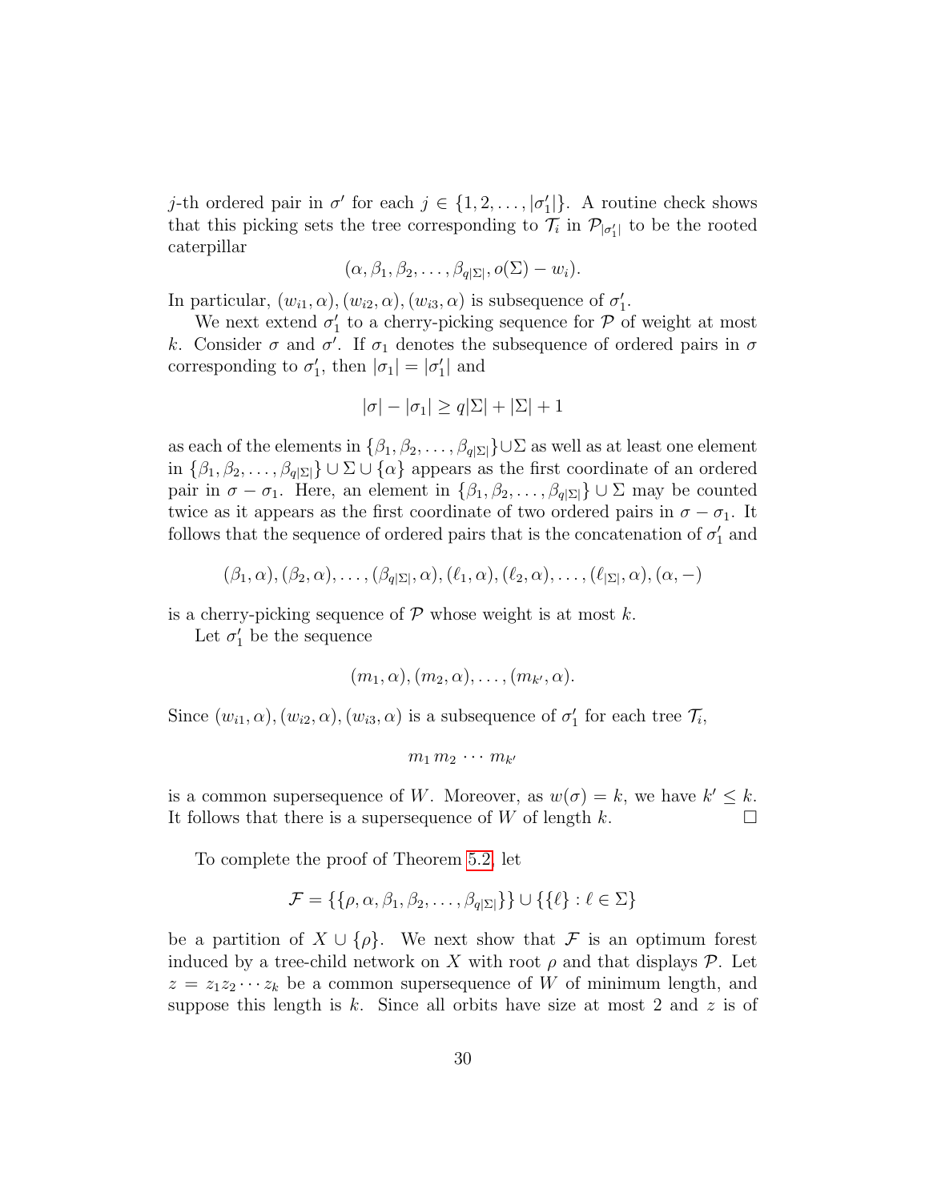$j$-th ordered pair in $\sigma'$ for each $j \in \{1, 2, \ldots, |\sigma'_1|\}$. A routine check shows that this picking sets the tree corresponding to $\mathcal{T}_i$ in $\mathcal{P}_{|\sigma'_1|}$ to be the rooted caterpillar

$$(\alpha, \beta_1, \beta_2, \ldots, \beta_{q|\Sigma|}, o(\Sigma) - w_i).$$

In particular, $(w_{i1}, \alpha), (w_{i2}, \alpha), (w_{i3}, \alpha)$ is subsequence of $\sigma'_1$.

We next extend $\sigma'_1$ to a cherry-picking sequence for $\mathcal{P}$ of weight at most $k$. Consider $\sigma$ and $\sigma'$. If $\sigma_1$ denotes the subsequence of ordered pairs in $\sigma$ corresponding to $\sigma'_1$, then $|\sigma_1| = |\sigma'_1|$ and

$$|\sigma| - |\sigma_1| \geq q|\Sigma| + |\Sigma| + 1$$

as each of the elements in $\{\beta_1, \beta_2, \ldots, \beta_{q|\Sigma|}\} \cup \Sigma$ as well as at least one element in $\{\beta_1, \beta_2, \ldots, \beta_{q|\Sigma|}\} \cup \Sigma \cup \{\alpha\}$ appears as the first coordinate of an ordered pair in $\sigma - \sigma_1$. Here, an element in $\{\beta_1, \beta_2, \ldots, \beta_{q|\Sigma|}\} \cup \Sigma$ may be counted twice as it appears as the first coordinate of two ordered pairs in $\sigma - \sigma_1$. It follows that the sequence of ordered pairs that is the concatenation of $\sigma'_1$ and

$$(\beta_1, \alpha), (\beta_2, \alpha), \ldots, (\beta_{q|\Sigma|}, \alpha), (\ell_1, \alpha), (\ell_2, \alpha), \ldots, (\ell_{|\Sigma|}, \alpha), (\alpha, -)$$

is a cherry-picking sequence of $\mathcal{P}$ whose weight is at most $k$.

Let $\sigma'_1$ be the sequence

$$(m_1, \alpha), (m_2, \alpha), \ldots, (m_{k'}, \alpha).$$

Since $(w_{i1}, \alpha), (w_{i2}, \alpha), (w_{i3}, \alpha)$ is a subsequence of $\sigma'_1$ for each tree $\mathcal{T}_i$,

$$m_1 \, m_2 \, \cdots \, m_{k'}$$

is a common supersequence of $W$. Moreover, as $w(\sigma) = k$, we have $k' \leq k$. It follows that there is a supersequence of $W$ of length $k$. $\square$

To complete the proof of Theorem 5.2, let

$$\mathcal{F} = \{\{\rho, \alpha, \beta_1, \beta_2, \ldots, \beta_{q|\Sigma|}\}\} \cup \{\{\ell\} : \ell \in \Sigma\}$$

be a partition of $X \cup \{\rho\}$. We next show that $\mathcal{F}$ is an optimum forest induced by a tree-child network on $X$ with root $\rho$ and that displays $\mathcal{P}$. Let $z = z_1 z_2 \cdots z_k$ be a common supersequence of $W$ of minimum length, and suppose this length is $k$. Since all orbits have size at most 2 and $z$ is of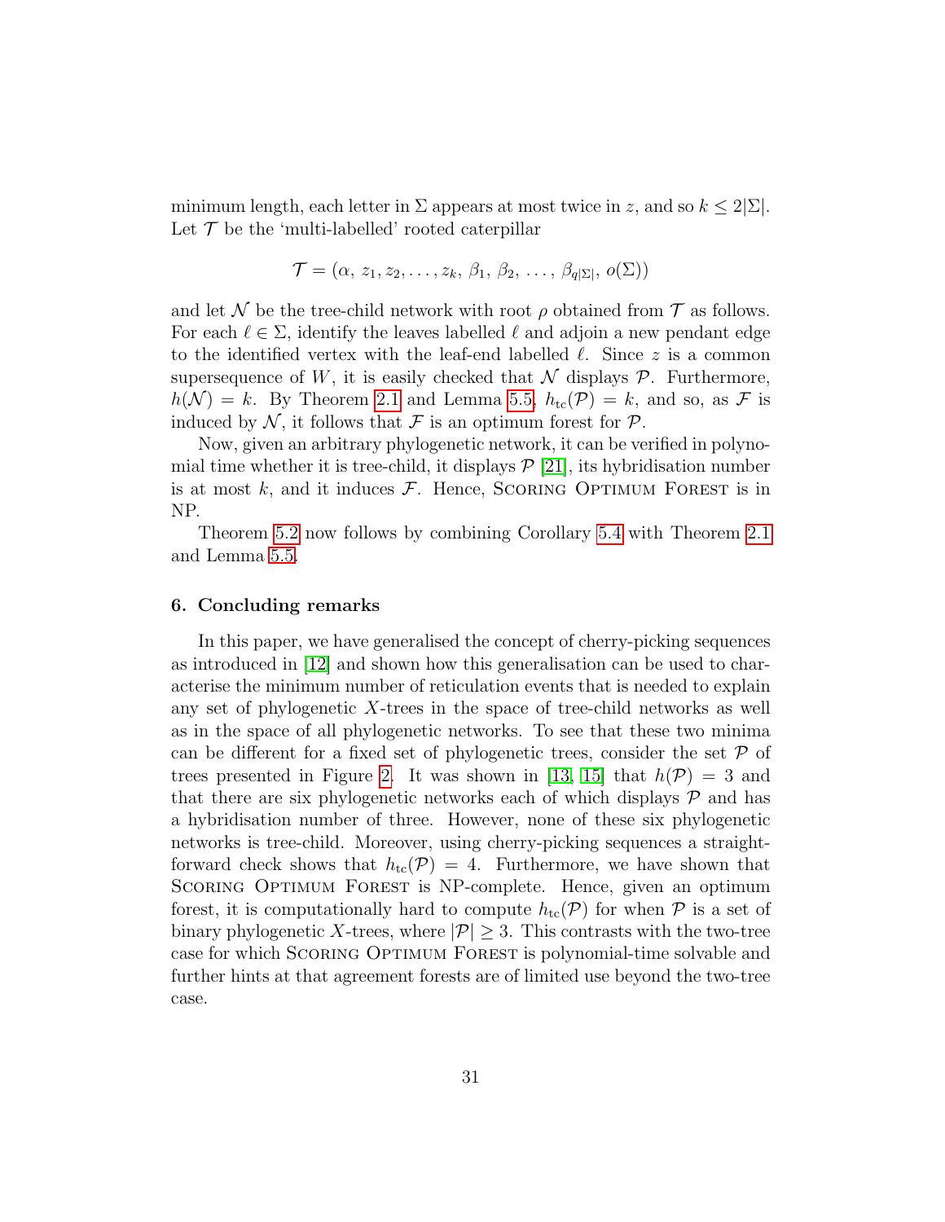minimum length, each letter in $\Sigma$ appears at most twice in $z$, and so $k \leq 2|\Sigma|$. Let $\mathcal{T}$ be the 'multi-labelled' rooted caterpillar

$$\mathcal{T} = (\alpha,\, z_1, z_2, \ldots, z_k,\, \beta_1,\, \beta_2,\, \ldots,\, \beta_{q|\Sigma|},\, o(\Sigma))$$

and let $\mathcal{N}$ be the tree-child network with root $\rho$ obtained from $\mathcal{T}$ as follows. For each $\ell \in \Sigma$, identify the leaves labelled $\ell$ and adjoin a new pendant edge to the identified vertex with the leaf-end labelled $\ell$. Since $z$ is a common supersequence of $W$, it is easily checked that $\mathcal{N}$ displays $\mathcal{P}$. Furthermore, $h(\mathcal{N}) = k$. By Theorem 2.1 and Lemma 5.5, $h_{\rm tc}(\mathcal{P}) = k$, and so, as $\mathcal{F}$ is induced by $\mathcal{N}$, it follows that $\mathcal{F}$ is an optimum forest for $\mathcal{P}$.

Now, given an arbitrary phylogenetic network, it can be verified in polynomial time whether it is tree-child, it displays $\mathcal{P}$ [21], its hybridisation number is at most $k$, and it induces $\mathcal{F}$. Hence, Scoring Optimum Forest is in NP.

Theorem 5.2 now follows by combining Corollary 5.4 with Theorem 2.1 and Lemma 5.5.

## 6. Concluding remarks

In this paper, we have generalised the concept of cherry-picking sequences as introduced in [12] and shown how this generalisation can be used to characterise the minimum number of reticulation events that is needed to explain any set of phylogenetic $X$-trees in the space of tree-child networks as well as in the space of all phylogenetic networks. To see that these two minima can be different for a fixed set of phylogenetic trees, consider the set $\mathcal{P}$ of trees presented in Figure 2. It was shown in [13, 15] that $h(\mathcal{P}) = 3$ and that there are six phylogenetic networks each of which displays $\mathcal{P}$ and has a hybridisation number of three. However, none of these six phylogenetic networks is tree-child. Moreover, using cherry-picking sequences a straightforward check shows that $h_{\rm tc}(\mathcal{P}) = 4$. Furthermore, we have shown that Scoring Optimum Forest is NP-complete. Hence, given an optimum forest, it is computationally hard to compute $h_{\rm tc}(\mathcal{P})$ for when $\mathcal{P}$ is a set of binary phylogenetic $X$-trees, where $|\mathcal{P}| \geq 3$. This contrasts with the two-tree case for which Scoring Optimum Forest is polynomial-time solvable and further hints at that agreement forests are of limited use beyond the two-tree case.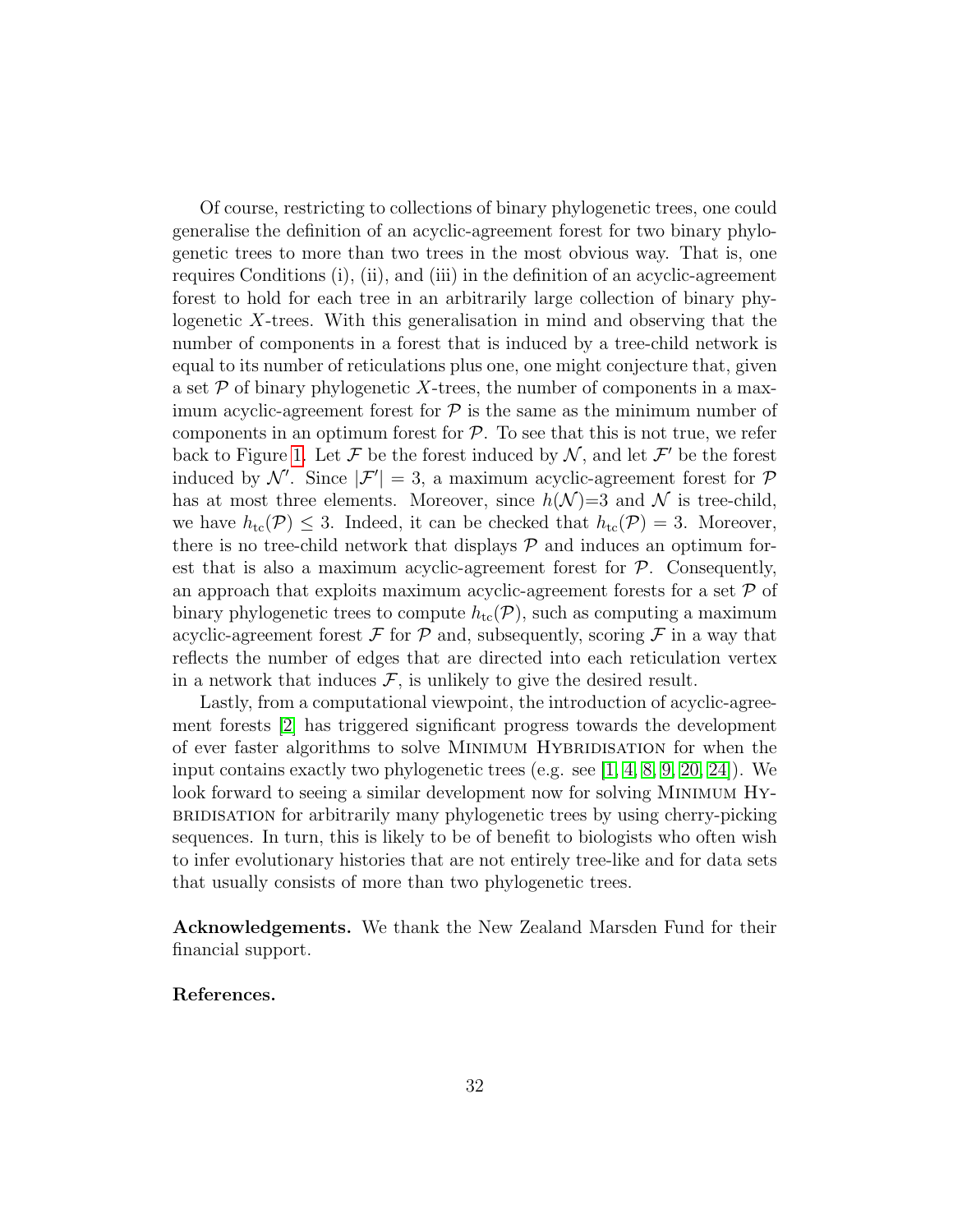Of course, restricting to collections of binary phylogenetic trees, one could generalise the definition of an acyclic-agreement forest for two binary phylogenetic trees to more than two trees in the most obvious way. That is, one requires Conditions (i), (ii), and (iii) in the definition of an acyclic-agreement forest to hold for each tree in an arbitrarily large collection of binary phylogenetic $X$-trees. With this generalisation in mind and observing that the number of components in a forest that is induced by a tree-child network is equal to its number of reticulations plus one, one might conjecture that, given a set $\mathcal{P}$ of binary phylogenetic $X$-trees, the number of components in a maximum acyclic-agreement forest for $\mathcal{P}$ is the same as the minimum number of components in an optimum forest for $\mathcal{P}$. To see that this is not true, we refer back to Figure 1. Let $\mathcal{F}$ be the forest induced by $\mathcal{N}$, and let $\mathcal{F}'$ be the forest induced by $\mathcal{N}'$. Since $|\mathcal{F}'| = 3$, a maximum acyclic-agreement forest for $\mathcal{P}$ has at most three elements. Moreover, since $h(\mathcal{N})$=3 and $\mathcal{N}$ is tree-child, we have $h_{\rm tc}(\mathcal{P}) \leq 3$. Indeed, it can be checked that $h_{\rm tc}(\mathcal{P}) = 3$. Moreover, there is no tree-child network that displays $\mathcal{P}$ and induces an optimum forest that is also a maximum acyclic-agreement forest for $\mathcal{P}$. Consequently, an approach that exploits maximum acyclic-agreement forests for a set $\mathcal{P}$ of binary phylogenetic trees to compute $h_{\rm tc}(\mathcal{P})$, such as computing a maximum acyclic-agreement forest $\mathcal{F}$ for $\mathcal{P}$ and, subsequently, scoring $\mathcal{F}$ in a way that reflects the number of edges that are directed into each reticulation vertex in a network that induces $\mathcal{F}$, is unlikely to give the desired result.

Lastly, from a computational viewpoint, the introduction of acyclic-agreement forests [2] has triggered significant progress towards the development of ever faster algorithms to solve Minimum Hybridisation for when the input contains exactly two phylogenetic trees (e.g. see [1, 4, 8, 9, 20, 24]). We look forward to seeing a similar development now for solving Minimum Hybridisation for arbitrarily many phylogenetic trees by using cherry-picking sequences. In turn, this is likely to be of benefit to biologists who often wish to infer evolutionary histories that are not entirely tree-like and for data sets that usually consists of more than two phylogenetic trees.

**Acknowledgements.** We thank the New Zealand Marsden Fund for their financial support.

**References.**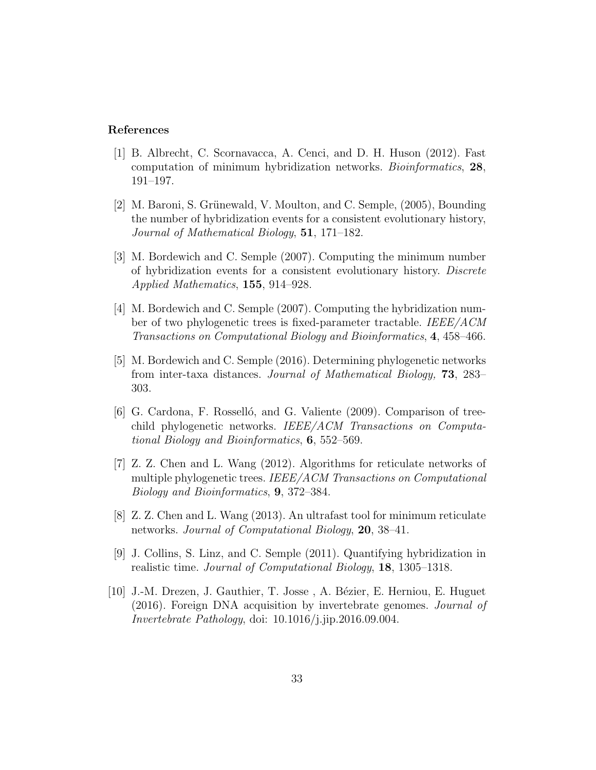## References

[1] B. Albrecht, C. Scornavacca, A. Cenci, and D. H. Huson (2012). Fast computation of minimum hybridization networks. *Bioinformatics*, **28**, 191–197.

[2] M. Baroni, S. Grünewald, V. Moulton, and C. Semple, (2005), Bounding the number of hybridization events for a consistent evolutionary history, *Journal of Mathematical Biology*, **51**, 171–182.

[3] M. Bordewich and C. Semple (2007). Computing the minimum number of hybridization events for a consistent evolutionary history. *Discrete Applied Mathematics*, **155**, 914–928.

[4] M. Bordewich and C. Semple (2007). Computing the hybridization number of two phylogenetic trees is fixed-parameter tractable. *IEEE/ACM Transactions on Computational Biology and Bioinformatics*, **4**, 458–466.

[5] M. Bordewich and C. Semple (2016). Determining phylogenetic networks from inter-taxa distances. *Journal of Mathematical Biology,* **73**, 283–303.

[6] G. Cardona, F. Rosselló, and G. Valiente (2009). Comparison of tree-child phylogenetic networks. *IEEE/ACM Transactions on Computational Biology and Bioinformatics*, **6**, 552–569.

[7] Z. Z. Chen and L. Wang (2012). Algorithms for reticulate networks of multiple phylogenetic trees. *IEEE/ACM Transactions on Computational Biology and Bioinformatics*, **9**, 372–384.

[8] Z. Z. Chen and L. Wang (2013). An ultrafast tool for minimum reticulate networks. *Journal of Computational Biology*, **20**, 38–41.

[9] J. Collins, S. Linz, and C. Semple (2011). Quantifying hybridization in realistic time. *Journal of Computational Biology*, **18**, 1305–1318.

[10] J.-M. Drezen, J. Gauthier, T. Josse , A. Bézier, E. Herniou, E. Huguet (2016). Foreign DNA acquisition by invertebrate genomes. *Journal of Invertebrate Pathology*, doi: 10.1016/j.jip.2016.09.004.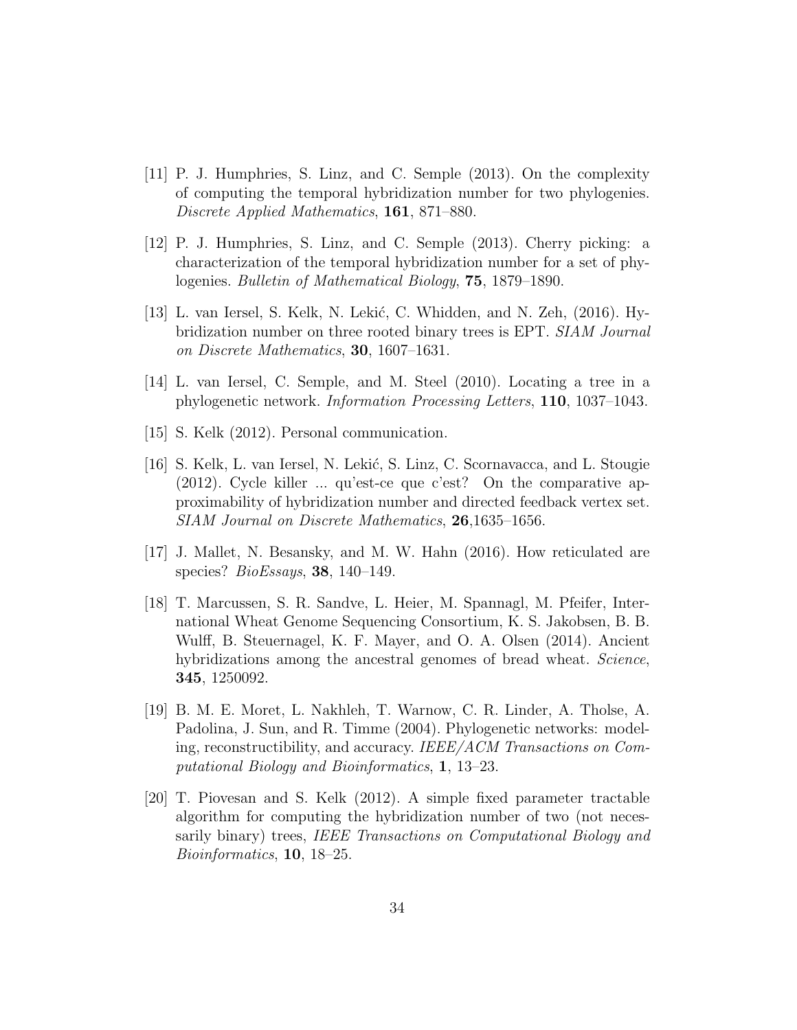[11] P. J. Humphries, S. Linz, and C. Semple (2013). On the complexity of computing the temporal hybridization number for two phylogenies. *Discrete Applied Mathematics*, **161**, 871–880.

[12] P. J. Humphries, S. Linz, and C. Semple (2013). Cherry picking: a characterization of the temporal hybridization number for a set of phylogenies. *Bulletin of Mathematical Biology*, **75**, 1879–1890.

[13] L. van Iersel, S. Kelk, N. Lekić, C. Whidden, and N. Zeh, (2016). Hybridization number on three rooted binary trees is EPT. *SIAM Journal on Discrete Mathematics*, **30**, 1607–1631.

[14] L. van Iersel, C. Semple, and M. Steel (2010). Locating a tree in a phylogenetic network. *Information Processing Letters*, **110**, 1037–1043.

[15] S. Kelk (2012). Personal communication.

[16] S. Kelk, L. van Iersel, N. Lekić, S. Linz, C. Scornavacca, and L. Stougie (2012). Cycle killer ... qu'est-ce que c'est? On the comparative approximability of hybridization number and directed feedback vertex set. *SIAM Journal on Discrete Mathematics*, **26**,1635–1656.

[17] J. Mallet, N. Besansky, and M. W. Hahn (2016). How reticulated are species? *BioEssays*, **38**, 140–149.

[18] T. Marcussen, S. R. Sandve, L. Heier, M. Spannagl, M. Pfeifer, International Wheat Genome Sequencing Consortium, K. S. Jakobsen, B. B. Wulff, B. Steuernagel, K. F. Mayer, and O. A. Olsen (2014). Ancient hybridizations among the ancestral genomes of bread wheat. *Science*, **345**, 1250092.

[19] B. M. E. Moret, L. Nakhleh, T. Warnow, C. R. Linder, A. Tholse, A. Padolina, J. Sun, and R. Timme (2004). Phylogenetic networks: modeling, reconstructibility, and accuracy. *IEEE/ACM Transactions on Computational Biology and Bioinformatics*, **1**, 13–23.

[20] T. Piovesan and S. Kelk (2012). A simple fixed parameter tractable algorithm for computing the hybridization number of two (not necessarily binary) trees, *IEEE Transactions on Computational Biology and Bioinformatics*, **10**, 18–25.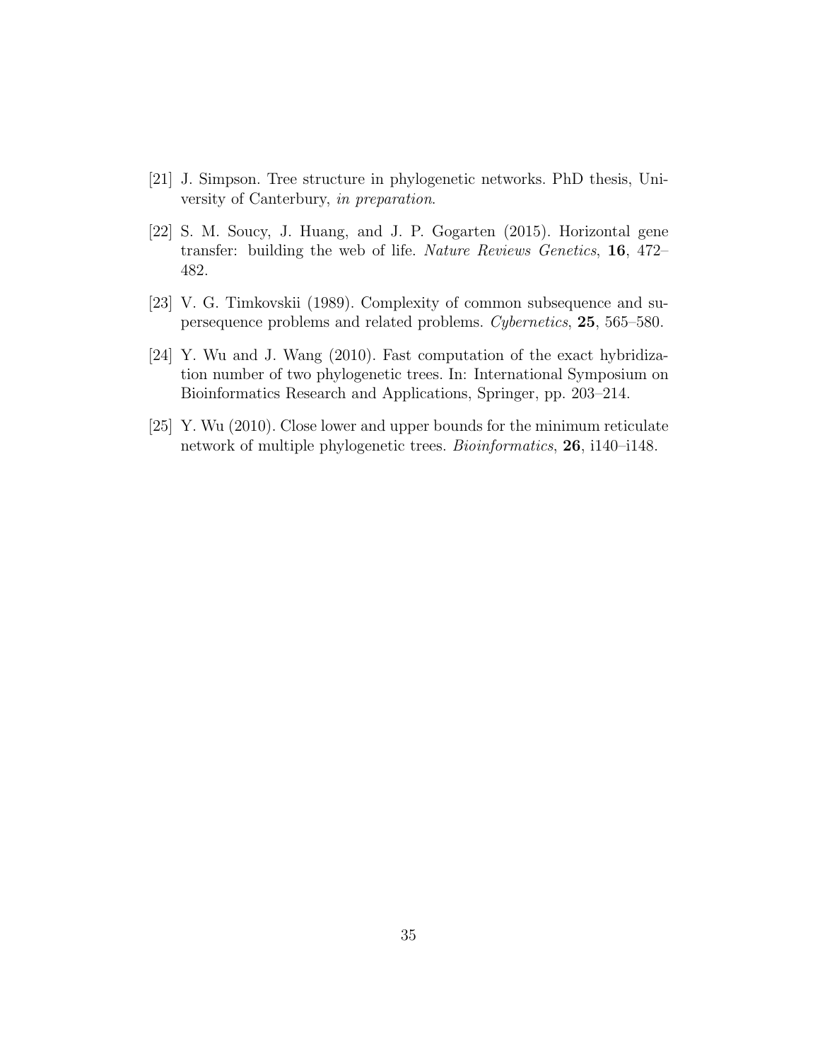[21] J. Simpson. Tree structure in phylogenetic networks. PhD thesis, University of Canterbury, *in preparation*.

[22] S. M. Soucy, J. Huang, and J. P. Gogarten (2015). Horizontal gene transfer: building the web of life. *Nature Reviews Genetics*, **16**, 472–482.

[23] V. G. Timkovskii (1989). Complexity of common subsequence and supersequence problems and related problems. *Cybernetics*, **25**, 565–580.

[24] Y. Wu and J. Wang (2010). Fast computation of the exact hybridization number of two phylogenetic trees. In: International Symposium on Bioinformatics Research and Applications, Springer, pp. 203–214.

[25] Y. Wu (2010). Close lower and upper bounds for the minimum reticulate network of multiple phylogenetic trees. *Bioinformatics*, **26**, i140–i148.